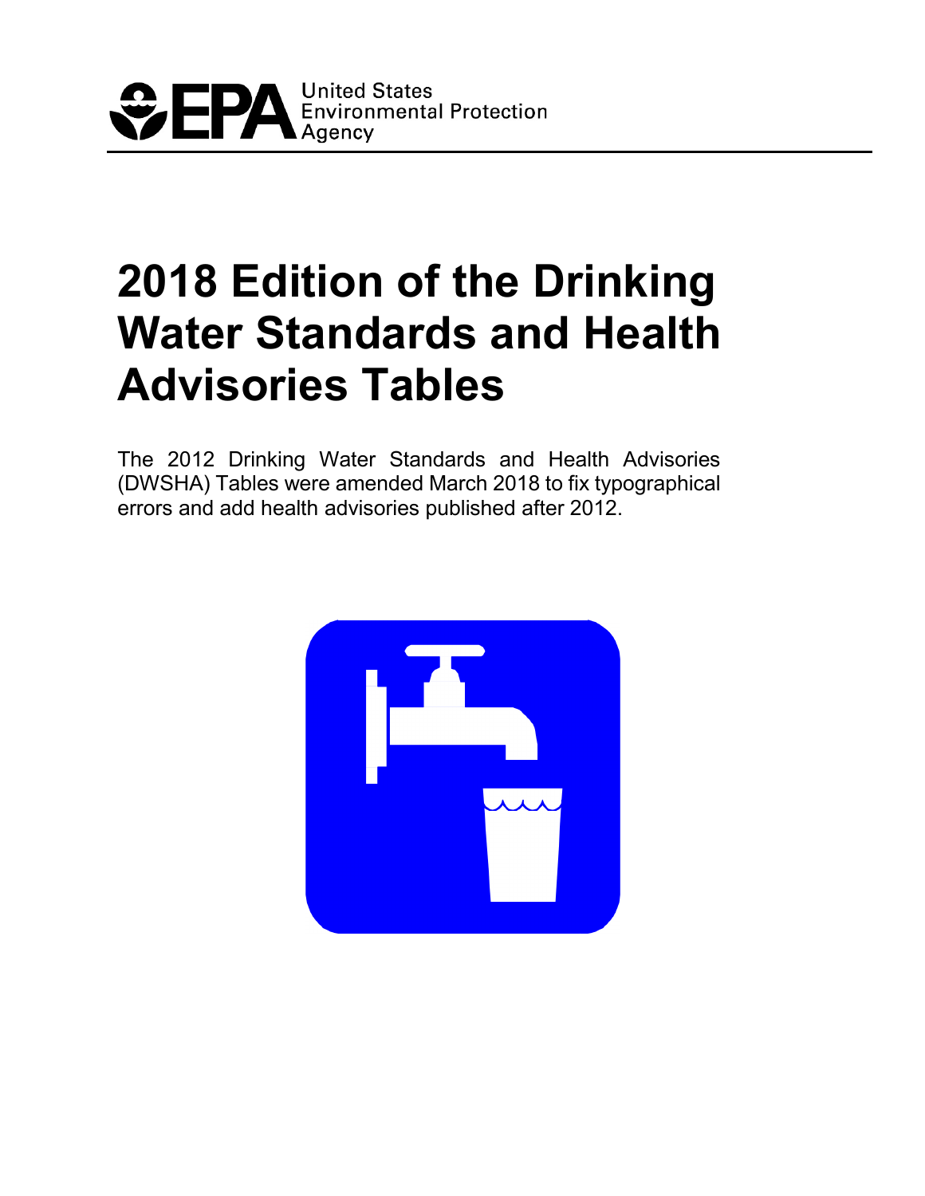United States Environmental Protection Agency

# 2018 Edition of the Drinking Water Standards and Health Advisories Tables

The 2012 Drinking Water Standards and Health Advisories (DWSHA) Tables were amended March 2018 to fix typographical errors and add health advisories published after 2012.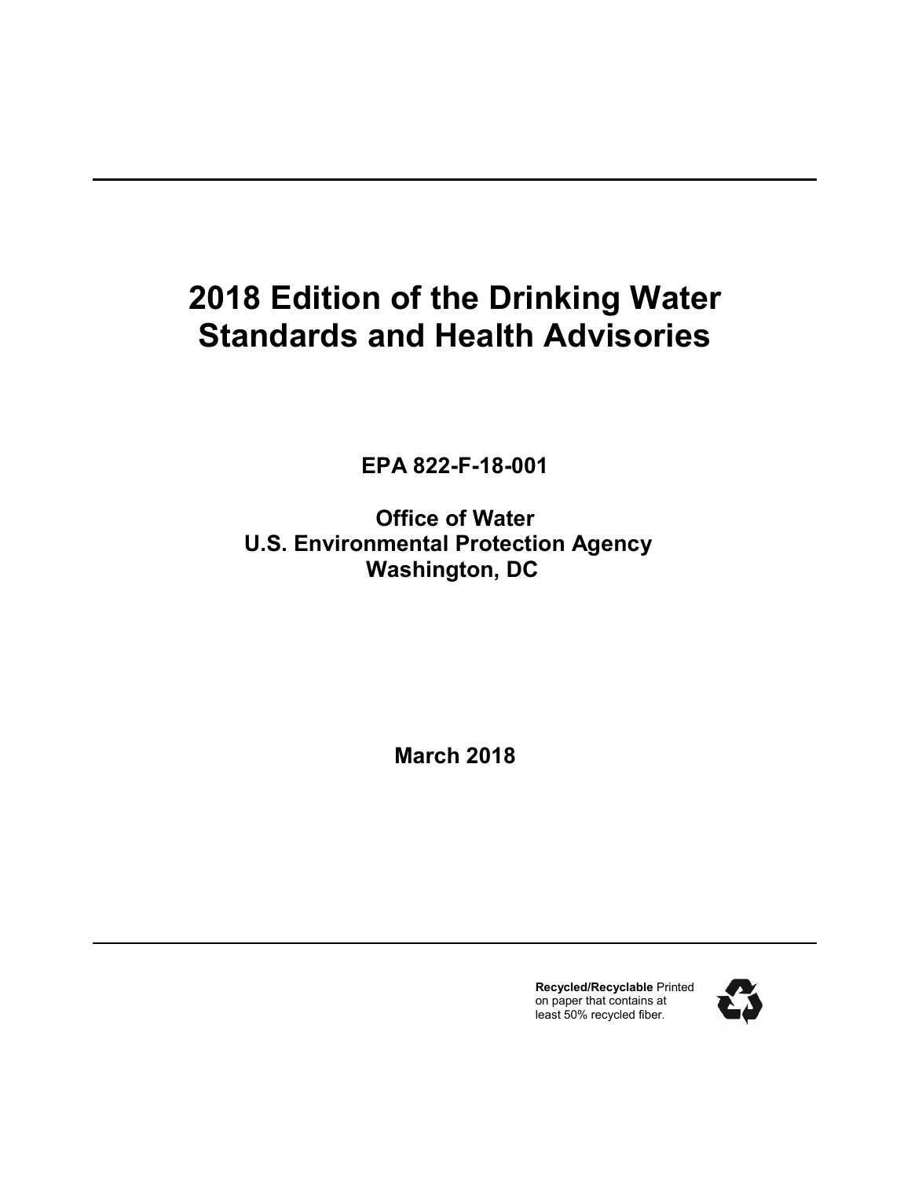# 2018 Edition of the Drinking Water Standards and Health Advisories

**EPA 822-F-18-001**

**Office of Water**
**U.S. Environmental Protection Agency**
**Washington, DC**

**March 2018**

**Recycled/Recyclable** Printed on paper that contains at least 50% recycled fiber.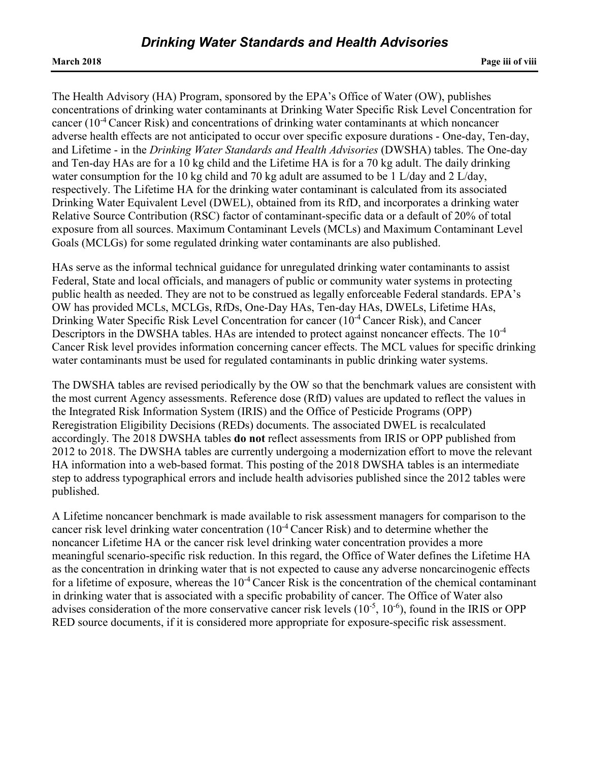The Health Advisory (HA) Program, sponsored by the EPA's Office of Water (OW), publishes concentrations of drinking water contaminants at Drinking Water Specific Risk Level Concentration for cancer ($10^{-4}$ Cancer Risk) and concentrations of drinking water contaminants at which noncancer adverse health effects are not anticipated to occur over specific exposure durations - One-day, Ten-day, and Lifetime - in the *Drinking Water Standards and Health Advisories* (DWSHA) tables. The One-day and Ten-day HAs are for a 10 kg child and the Lifetime HA is for a 70 kg adult. The daily drinking water consumption for the 10 kg child and 70 kg adult are assumed to be 1 L/day and 2 L/day, respectively. The Lifetime HA for the drinking water contaminant is calculated from its associated Drinking Water Equivalent Level (DWEL), obtained from its RfD, and incorporates a drinking water Relative Source Contribution (RSC) factor of contaminant-specific data or a default of 20% of total exposure from all sources. Maximum Contaminant Levels (MCLs) and Maximum Contaminant Level Goals (MCLGs) for some regulated drinking water contaminants are also published.

HAs serve as the informal technical guidance for unregulated drinking water contaminants to assist Federal, State and local officials, and managers of public or community water systems in protecting public health as needed. They are not to be construed as legally enforceable Federal standards. EPA's OW has provided MCLs, MCLGs, RfDs, One-Day HAs, Ten-day HAs, DWELs, Lifetime HAs, Drinking Water Specific Risk Level Concentration for cancer ($10^{-4}$ Cancer Risk), and Cancer Descriptors in the DWSHA tables. HAs are intended to protect against noncancer effects. The $10^{-4}$ Cancer Risk level provides information concerning cancer effects. The MCL values for specific drinking water contaminants must be used for regulated contaminants in public drinking water systems.

The DWSHA tables are revised periodically by the OW so that the benchmark values are consistent with the most current Agency assessments. Reference dose (RfD) values are updated to reflect the values in the Integrated Risk Information System (IRIS) and the Office of Pesticide Programs (OPP) Reregistration Eligibility Decisions (REDs) documents. The associated DWEL is recalculated accordingly. The 2018 DWSHA tables **do not** reflect assessments from IRIS or OPP published from 2012 to 2018. The DWSHA tables are currently undergoing a modernization effort to move the relevant HA information into a web-based format. This posting of the 2018 DWSHA tables is an intermediate step to address typographical errors and include health advisories published since the 2012 tables were published.

A Lifetime noncancer benchmark is made available to risk assessment managers for comparison to the cancer risk level drinking water concentration ($10^{-4}$ Cancer Risk) and to determine whether the noncancer Lifetime HA or the cancer risk level drinking water concentration provides a more meaningful scenario-specific risk reduction. In this regard, the Office of Water defines the Lifetime HA as the concentration in drinking water that is not expected to cause any adverse noncarcinogenic effects for a lifetime of exposure, whereas the $10^{-4}$ Cancer Risk is the concentration of the chemical contaminant in drinking water that is associated with a specific probability of cancer. The Office of Water also advises consideration of the more conservative cancer risk levels ($10^{-5}$, $10^{-6}$), found in the IRIS or OPP RED source documents, if it is considered more appropriate for exposure-specific risk assessment.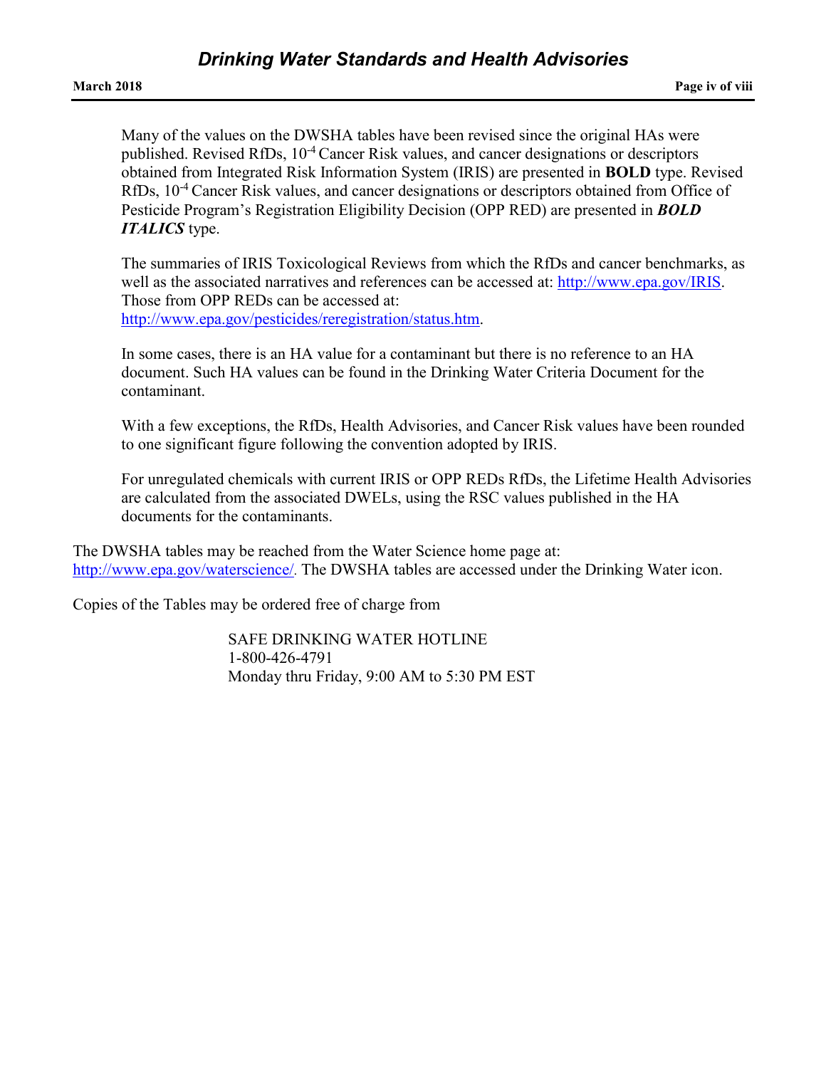Many of the values on the DWSHA tables have been revised since the original HAs were published. Revised RfDs, $10^{-4}$ Cancer Risk values, and cancer designations or descriptors obtained from Integrated Risk Information System (IRIS) are presented in **BOLD** type. Revised RfDs, $10^{-4}$ Cancer Risk values, and cancer designations or descriptors obtained from Office of Pesticide Program's Registration Eligibility Decision (OPP RED) are presented in ***BOLD ITALICS*** type.

The summaries of IRIS Toxicological Reviews from which the RfDs and cancer benchmarks, as well as the associated narratives and references can be accessed at: [http://www.epa.gov/IRIS](http://www.epa.gov/IRIS). Those from OPP REDs can be accessed at: [http://www.epa.gov/pesticides/reregistration/status.htm](http://www.epa.gov/pesticides/reregistration/status.htm).

In some cases, there is an HA value for a contaminant but there is no reference to an HA document. Such HA values can be found in the Drinking Water Criteria Document for the contaminant.

With a few exceptions, the RfDs, Health Advisories, and Cancer Risk values have been rounded to one significant figure following the convention adopted by IRIS.

For unregulated chemicals with current IRIS or OPP REDs RfDs, the Lifetime Health Advisories are calculated from the associated DWELs, using the RSC values published in the HA documents for the contaminants.

The DWSHA tables may be reached from the Water Science home page at: [http://www.epa.gov/waterscience/](http://www.epa.gov/waterscience/). The DWSHA tables are accessed under the Drinking Water icon.

Copies of the Tables may be ordered free of charge from

SAFE DRINKING WATER HOTLINE
1-800-426-4791
Monday thru Friday, 9:00 AM to 5:30 PM EST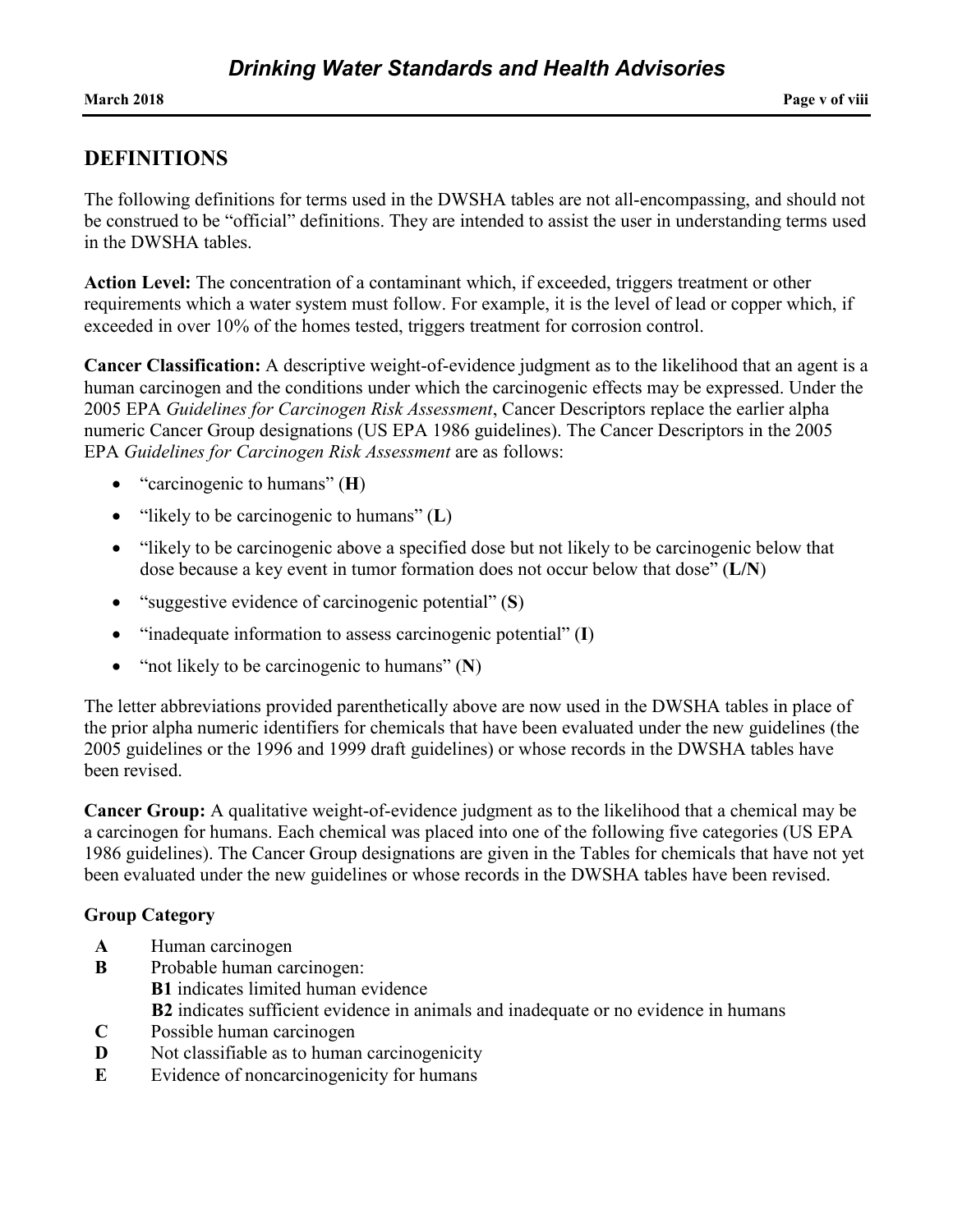## DEFINITIONS

The following definitions for terms used in the DWSHA tables are not all-encompassing, and should not be construed to be "official" definitions. They are intended to assist the user in understanding terms used in the DWSHA tables.

**Action Level:** The concentration of a contaminant which, if exceeded, triggers treatment or other requirements which a water system must follow. For example, it is the level of lead or copper which, if exceeded in over 10% of the homes tested, triggers treatment for corrosion control.

**Cancer Classification:** A descriptive weight-of-evidence judgment as to the likelihood that an agent is a human carcinogen and the conditions under which the carcinogenic effects may be expressed. Under the 2005 EPA *Guidelines for Carcinogen Risk Assessment*, Cancer Descriptors replace the earlier alpha numeric Cancer Group designations (US EPA 1986 guidelines). The Cancer Descriptors in the 2005 EPA *Guidelines for Carcinogen Risk Assessment* are as follows:

- "carcinogenic to humans" (**H**)
- "likely to be carcinogenic to humans" (**L**)
- "likely to be carcinogenic above a specified dose but not likely to be carcinogenic below that dose because a key event in tumor formation does not occur below that dose" (**L/N**)
- "suggestive evidence of carcinogenic potential" (**S**)
- "inadequate information to assess carcinogenic potential" (**I**)
- "not likely to be carcinogenic to humans" (**N**)

The letter abbreviations provided parenthetically above are now used in the DWSHA tables in place of the prior alpha numeric identifiers for chemicals that have been evaluated under the new guidelines (the 2005 guidelines or the 1996 and 1999 draft guidelines) or whose records in the DWSHA tables have been revised.

**Cancer Group:** A qualitative weight-of-evidence judgment as to the likelihood that a chemical may be a carcinogen for humans. Each chemical was placed into one of the following five categories (US EPA 1986 guidelines). The Cancer Group designations are given in the Tables for chemicals that have not yet been evaluated under the new guidelines or whose records in the DWSHA tables have been revised.

**Group Category**

**A** Human carcinogen

**B** Probable human carcinogen:
**B1** indicates limited human evidence
**B2** indicates sufficient evidence in animals and inadequate or no evidence in humans

**C** Possible human carcinogen

**D** Not classifiable as to human carcinogenicity

**E** Evidence of noncarcinogenicity for humans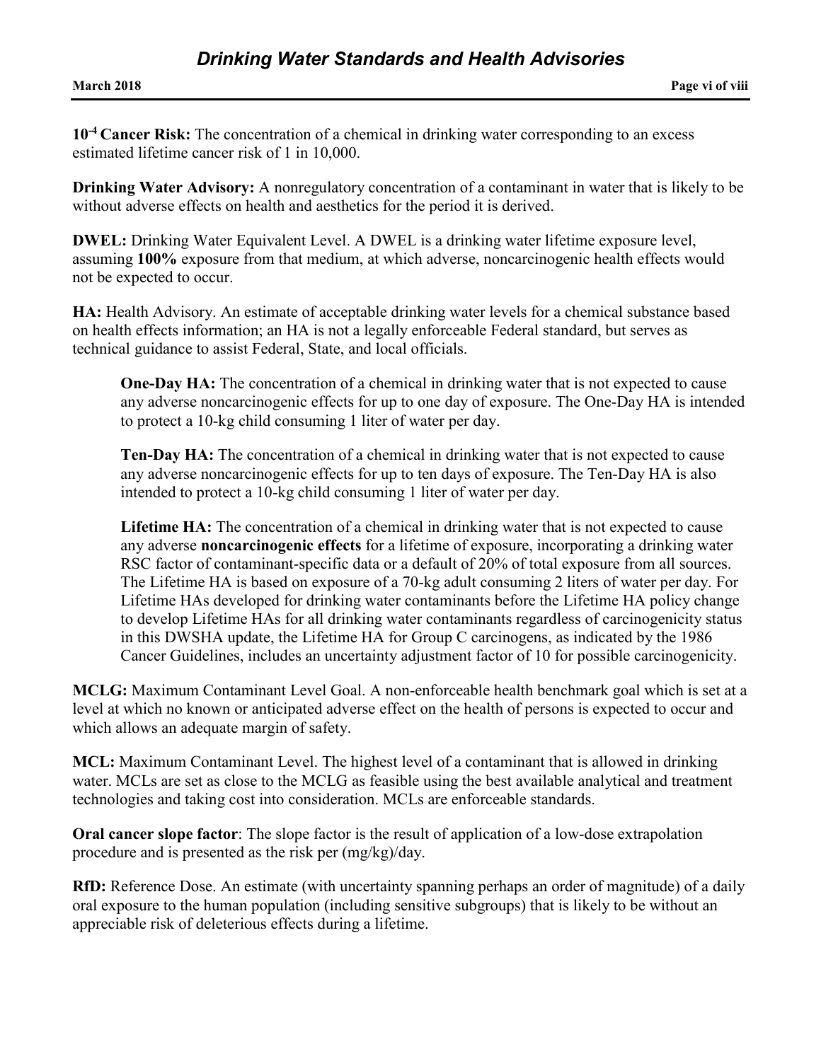**$10^{-4}$ Cancer Risk:** The concentration of a chemical in drinking water corresponding to an excess estimated lifetime cancer risk of 1 in 10,000.

**Drinking Water Advisory:** A nonregulatory concentration of a contaminant in water that is likely to be without adverse effects on health and aesthetics for the period it is derived.

**DWEL:** Drinking Water Equivalent Level. A DWEL is a drinking water lifetime exposure level, assuming **100%** exposure from that medium, at which adverse, noncarcinogenic health effects would not be expected to occur.

**HA:** Health Advisory. An estimate of acceptable drinking water levels for a chemical substance based on health effects information; an HA is not a legally enforceable Federal standard, but serves as technical guidance to assist Federal, State, and local officials.

> **One-Day HA:** The concentration of a chemical in drinking water that is not expected to cause any adverse noncarcinogenic effects for up to one day of exposure. The One-Day HA is intended to protect a 10-kg child consuming 1 liter of water per day.
>
> **Ten-Day HA:** The concentration of a chemical in drinking water that is not expected to cause any adverse noncarcinogenic effects for up to ten days of exposure. The Ten-Day HA is also intended to protect a 10-kg child consuming 1 liter of water per day.
>
> **Lifetime HA:** The concentration of a chemical in drinking water that is not expected to cause any adverse **noncarcinogenic effects** for a lifetime of exposure, incorporating a drinking water RSC factor of contaminant-specific data or a default of 20% of total exposure from all sources. The Lifetime HA is based on exposure of a 70-kg adult consuming 2 liters of water per day. For Lifetime HAs developed for drinking water contaminants before the Lifetime HA policy change to develop Lifetime HAs for all drinking water contaminants regardless of carcinogenicity status in this DWSHA update, the Lifetime HA for Group C carcinogens, as indicated by the 1986 Cancer Guidelines, includes an uncertainty adjustment factor of 10 for possible carcinogenicity.

**MCLG:** Maximum Contaminant Level Goal. A non-enforceable health benchmark goal which is set at a level at which no known or anticipated adverse effect on the health of persons is expected to occur and which allows an adequate margin of safety.

**MCL:** Maximum Contaminant Level. The highest level of a contaminant that is allowed in drinking water. MCLs are set as close to the MCLG as feasible using the best available analytical and treatment technologies and taking cost into consideration. MCLs are enforceable standards.

**Oral cancer slope factor**: The slope factor is the result of application of a low-dose extrapolation procedure and is presented as the risk per (mg/kg)/day.

**RfD:** Reference Dose. An estimate (with uncertainty spanning perhaps an order of magnitude) of a daily oral exposure to the human population (including sensitive subgroups) that is likely to be without an appreciable risk of deleterious effects during a lifetime.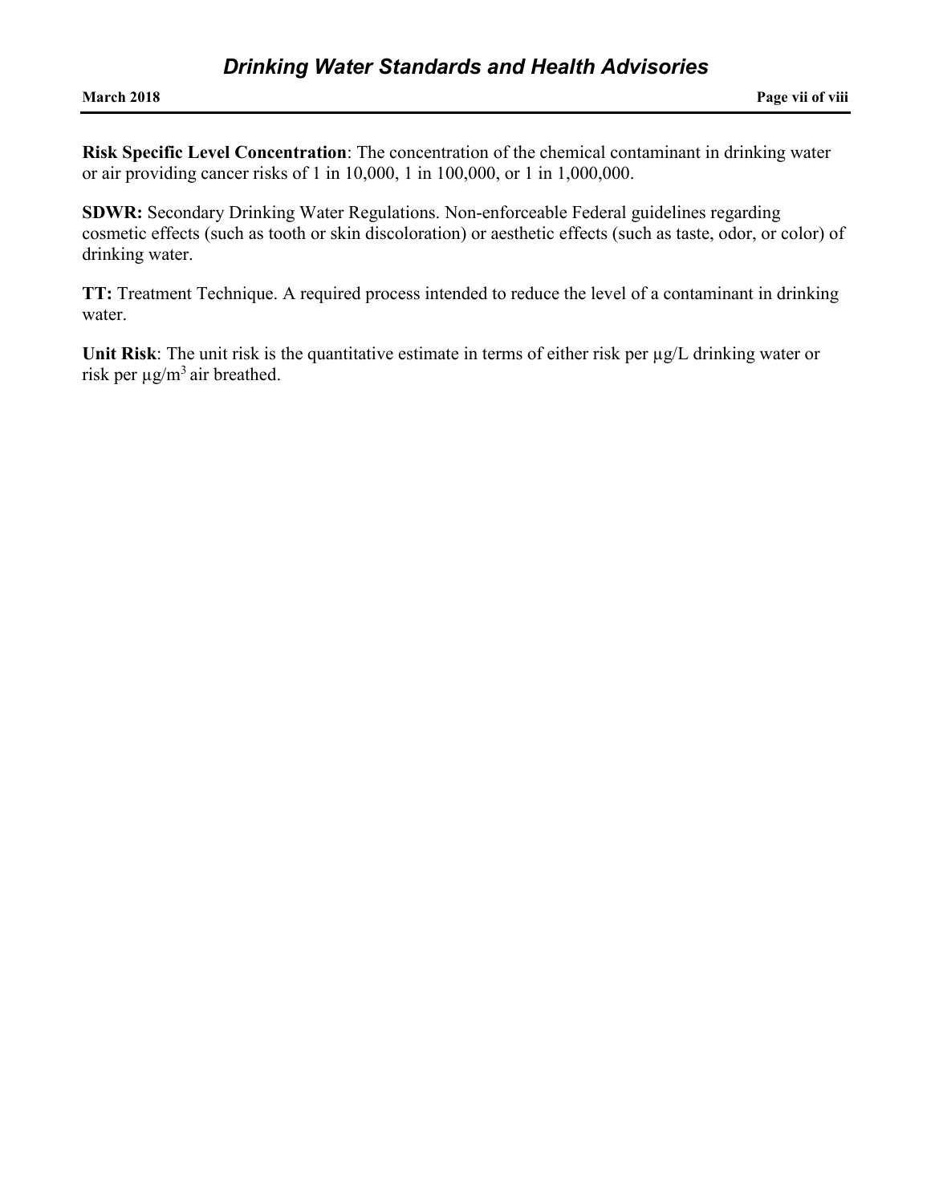**Risk Specific Level Concentration**: The concentration of the chemical contaminant in drinking water or air providing cancer risks of 1 in 10,000, 1 in 100,000, or 1 in 1,000,000.

**SDWR:** Secondary Drinking Water Regulations. Non-enforceable Federal guidelines regarding cosmetic effects (such as tooth or skin discoloration) or aesthetic effects (such as taste, odor, or color) of drinking water.

**TT:** Treatment Technique. A required process intended to reduce the level of a contaminant in drinking water.

**Unit Risk**: The unit risk is the quantitative estimate in terms of either risk per µg/L drinking water or risk per µg/$m^3$ air breathed.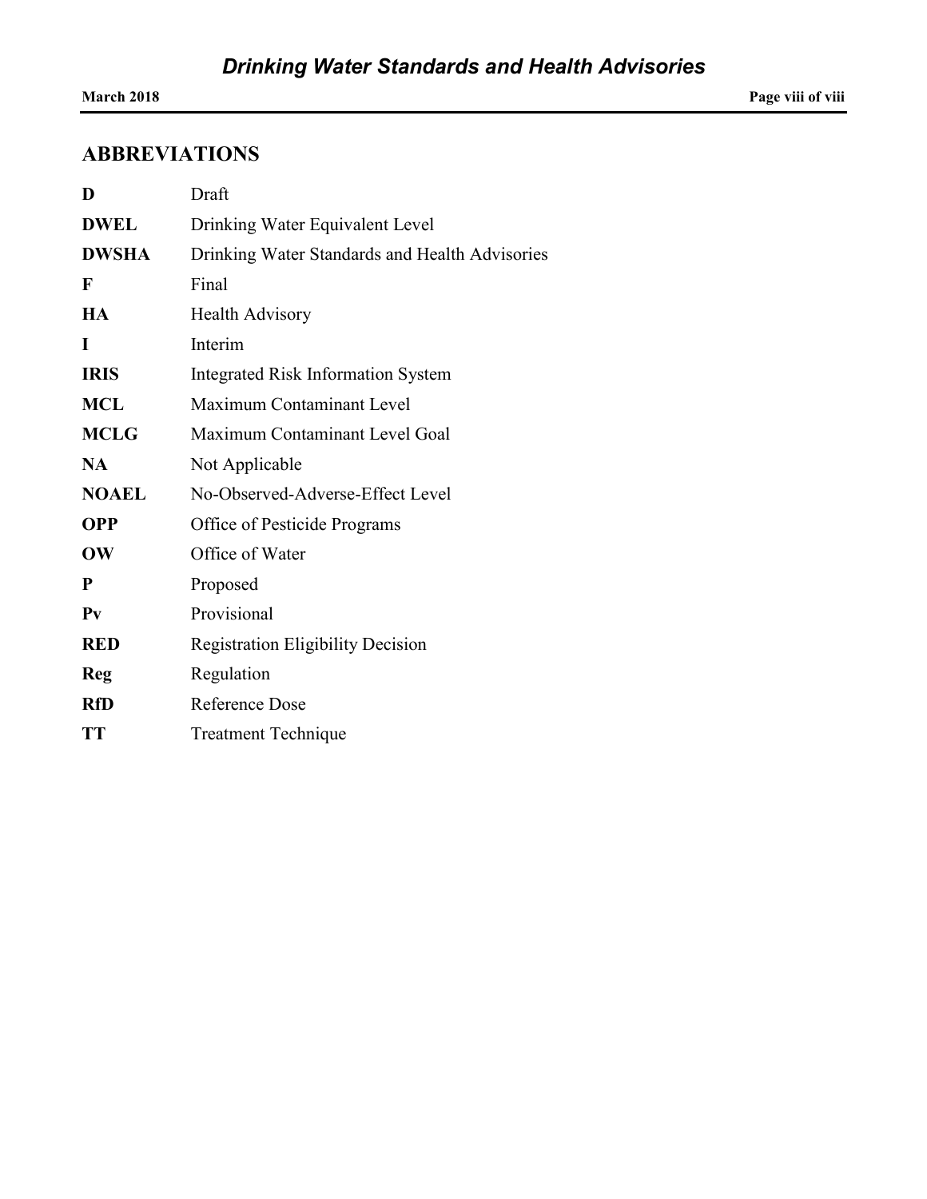## ABBREVIATIONS

| | |
|---|---|
| **D** | Draft |
| **DWEL** | Drinking Water Equivalent Level |
| **DWSHA** | Drinking Water Standards and Health Advisories |
| **F** | Final |
| **HA** | Health Advisory |
| **I** | Interim |
| **IRIS** | Integrated Risk Information System |
| **MCL** | Maximum Contaminant Level |
| **MCLG** | Maximum Contaminant Level Goal |
| **NA** | Not Applicable |
| **NOAEL** | No-Observed-Adverse-Effect Level |
| **OPP** | Office of Pesticide Programs |
| **OW** | Office of Water |
| **P** | Proposed |
| **Pv** | Provisional |
| **RED** | Registration Eligibility Decision |
| **Reg** | Regulation |
| **RfD** | Reference Dose |
| **TT** | Treatment Technique |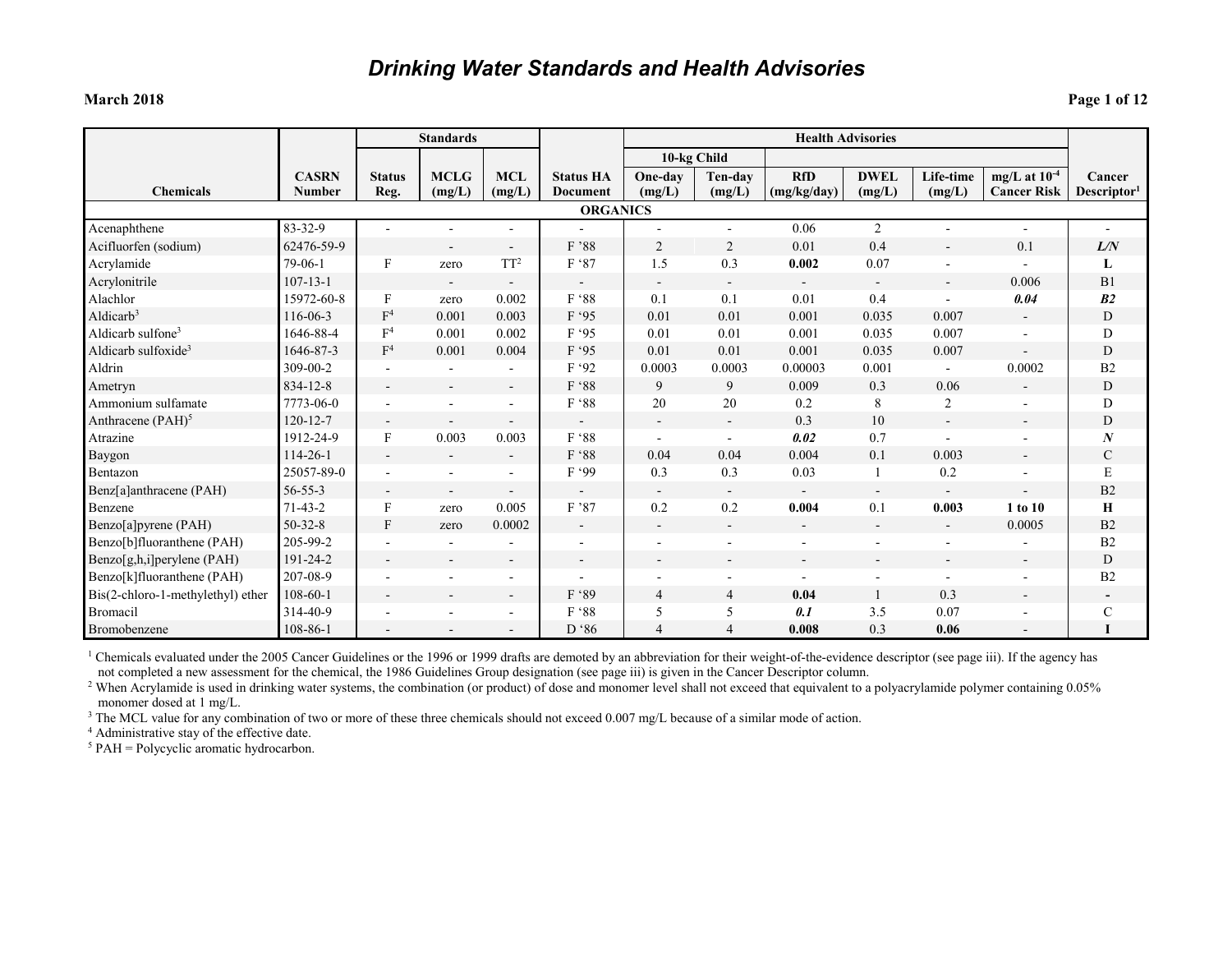# Drinking Water Standards and Health Advisories

**March 2018**

| | | Standards | | | | Health Advisories | | | | | | |
|---|---|---|---|---|---|---|---|---|---|---|---|---|
| | | | | | | 10-kg Child | | | | | | |
| **Chemicals** | **CASRN Number** | **Status Reg.** | **MCLG (mg/L)** | **MCL (mg/L)** | **Status HA Document** | **One-day (mg/L)** | **Ten-day (mg/L)** | **RfD (mg/kg/day)** | **DWEL (mg/L)** | **Life-time (mg/L)** | **mg/L at $10^{-4}$ Cancer Risk** | **Cancer Descriptor[1]** |
| | | | | | **ORGANICS** | | | | | | | |
| Acenaphthene | 83-32-9 | - | - | - | - | - | - | 0.06 | 2 | - | - | - |
| Acifluorfen (sodium) | 62476-59-9 | | - | - | F '88 | 2 | 2 | 0.01 | 0.4 | - | 0.1 | ***L/N*** |
| Acrylamide | 79-06-1 | F | zero | TT[2] | F '87 | 1.5 | 0.3 | **0.002** | 0.07 | - | - | **L** |
| Acrylonitrile | 107-13-1 | | - | - | - | - | - | - | - | - | 0.006 | B1 |
| Alachlor | 15972-60-8 | F | zero | 0.002 | F '88 | 0.1 | 0.1 | 0.01 | 0.4 | - | ***0.04*** | ***B2*** |
| Aldicarb[3] | 116-06-3 | F[4] | 0.001 | 0.003 | F '95 | 0.01 | 0.01 | 0.001 | 0.035 | 0.007 | - | D |
| Aldicarb sulfone[3] | 1646-88-4 | F[4] | 0.001 | 0.002 | F '95 | 0.01 | 0.01 | 0.001 | 0.035 | 0.007 | - | D |
| Aldicarb sulfoxide[3] | 1646-87-3 | F[4] | 0.001 | 0.004 | F '95 | 0.01 | 0.01 | 0.001 | 0.035 | 0.007 | - | D |
| Aldrin | 309-00-2 | - | - | - | F '92 | 0.0003 | 0.0003 | 0.00003 | 0.001 | - | 0.0002 | B2 |
| Ametryn | 834-12-8 | - | - | - | F '88 | 9 | 9 | 0.009 | 0.3 | 0.06 | - | D |
| Ammonium sulfamate | 7773-06-0 | - | - | - | F '88 | 20 | 20 | 0.2 | 8 | 2 | - | D |
| Anthracene (PAH)[5] | 120-12-7 | - | - | - | - | - | - | 0.3 | 10 | - | - | D |
| Atrazine | 1912-24-9 | F | 0.003 | 0.003 | F '88 | - | - | ***0.02*** | 0.7 | - | - | ***N*** |
| Baygon | 114-26-1 | - | - | - | F '88 | 0.04 | 0.04 | 0.004 | 0.1 | 0.003 | - | C |
| Bentazon | 25057-89-0 | - | - | - | F '99 | 0.3 | 0.3 | 0.03 | 1 | 0.2 | - | E |
| Benz[a]anthracene (PAH) | 56-55-3 | - | - | - | - | - | - | - | - | - | - | B2 |
| Benzene | 71-43-2 | F | zero | 0.005 | F '87 | 0.2 | 0.2 | **0.004** | 0.1 | **0.003** | **1 to 10** | **H** |
| Benzo[a]pyrene (PAH) | 50-32-8 | F | zero | 0.0002 | - | - | - | - | - | - | 0.0005 | B2 |
| Benzo[b]fluoranthene (PAH) | 205-99-2 | - | - | - | - | - | - | - | - | - | - | B2 |
| Benzo[g,h,i]perylene (PAH) | 191-24-2 | - | - | - | - | - | - | - | - | - | - | D |
| Benzo[k]fluoranthene (PAH) | 207-08-9 | - | - | - | - | - | - | - | - | - | - | B2 |
| Bis(2-chloro-1-methylethyl) ether | 108-60-1 | - | - | - | F '89 | 4 | 4 | **0.04** | 1 | 0.3 | - | **-** |
| Bromacil | 314-40-9 | - | - | - | F '88 | 5 | 5 | ***0.1*** | 3.5 | 0.07 | - | C |
| Bromobenzene | 108-86-1 | - | - | - | D '86 | 4 | 4 | **0.008** | 0.3 | **0.06** | - | **I** |

[1] Chemicals evaluated under the 2005 Cancer Guidelines or the 1996 or 1999 drafts are demoted by an abbreviation for their weight-of-the-evidence descriptor (see page iii). If the agency has not completed a new assessment for the chemical, the 1986 Guidelines Group designation (see page iii) is given in the Cancer Descriptor column.

[2] When Acrylamide is used in drinking water systems, the combination (or product) of dose and monomer level shall not exceed that equivalent to a polyacrylamide polymer containing 0.05% monomer dosed at 1 mg/L.

[3] The MCL value for any combination of two or more of these three chemicals should not exceed 0.007 mg/L because of a similar mode of action.

[4] Administrative stay of the effective date.

[5] PAH = Polycyclic aromatic hydrocarbon.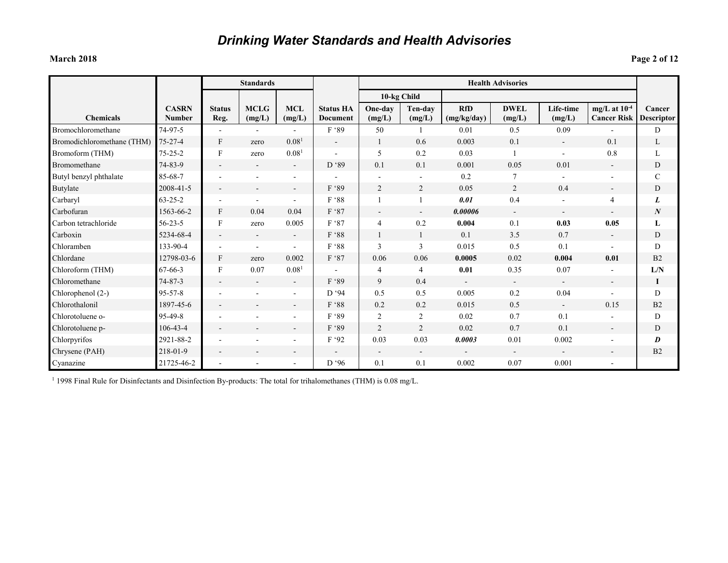# Drinking Water Standards and Health Advisories

**March 2018**

| | | Standards | | | | Health Advisories | | | | | | |
|---|---|---|---|---|---|---|---|---|---|---|---|---|
| | | | | | | 10-kg Child | | | | | | |
| **Chemicals** | **CASRN Number** | **Status Reg.** | **MCLG (mg/L)** | **MCL (mg/L)** | **Status HA Document** | **One-day (mg/L)** | **Ten-day (mg/L)** | **RfD (mg/kg/day)** | **DWEL (mg/L)** | **Life-time (mg/L)** | **mg/L at $10^{-4}$ Cancer Risk** | **Cancer Descriptor** |
| Bromochloromethane | 74-97-5 | - | - | - | F '89 | 50 | 1 | 0.01 | 0.5 | 0.09 | - | D |
| Bromodichloromethane (THM) | 75-27-4 | F | zero | 0.08[1] | - | 1 | 0.6 | 0.003 | 0.1 | - | 0.1 | L |
| Bromoform (THM) | 75-25-2 | F | zero | 0.08[1] | - | 5 | 0.2 | 0.03 | 1 | - | 0.8 | L |
| Bromomethane | 74-83-9 | - | - | - | D '89 | 0.1 | 0.1 | 0.001 | 0.05 | 0.01 | - | D |
| Butyl benzyl phthalate | 85-68-7 | - | - | - | - | - | - | 0.2 | 7 | - | - | C |
| Butylate | 2008-41-5 | - | - | - | F '89 | 2 | 2 | 0.05 | 2 | 0.4 | - | D |
| Carbaryl | 63-25-2 | - | - | - | F '88 | 1 | 1 | ***0.01*** | 0.4 | - | 4 | ***L*** |
| Carbofuran | 1563-66-2 | F | 0.04 | 0.04 | F '87 | - | - | ***0.00006*** | - | - | - | ***N*** |
| Carbon tetrachloride | 56-23-5 | F | zero | 0.005 | F '87 | 4 | 0.2 | **0.004** | 0.1 | **0.03** | **0.05** | **L** |
| Carboxin | 5234-68-4 | - | - | - | F '88 | 1 | 1 | 0.1 | 3.5 | 0.7 | - | D |
| Chloramben | 133-90-4 | - | - | - | F '88 | 3 | 3 | 0.015 | 0.5 | 0.1 | - | D |
| Chlordane | 12798-03-6 | F | zero | 0.002 | F '87 | 0.06 | 0.06 | **0.0005** | 0.02 | **0.004** | **0.01** | B2 |
| Chloroform (THM) | 67-66-3 | F | 0.07 | 0.08[1] | - | 4 | 4 | **0.01** | 0.35 | 0.07 | - | **L/N** |
| Chloromethane | 74-87-3 | - | - | - | F '89 | 9 | 0.4 | - | - | - | - | **I** |
| Chlorophenol (2-) | 95-57-8 | - | - | - | D '94 | 0.5 | 0.5 | 0.005 | 0.2 | 0.04 | - | D |
| Chlorothalonil | 1897-45-6 | - | - | - | F '88 | 0.2 | 0.2 | 0.015 | 0.5 | - | 0.15 | B2 |
| Chlorotoluene o- | 95-49-8 | - | - | - | F '89 | 2 | 2 | 0.02 | 0.7 | 0.1 | - | D |
| Chlorotoluene p- | 106-43-4 | - | - | - | F '89 | 2 | 2 | 0.02 | 0.7 | 0.1 | - | D |
| Chlorpyrifos | 2921-88-2 | - | - | - | F '92 | 0.03 | 0.03 | ***0.0003*** | 0.01 | 0.002 | - | ***D*** |
| Chrysene (PAH) | 218-01-9 | - | - | - | - | - | - | - | - | - | - | B2 |
| Cyanazine | 21725-46-2 | - | - | - | D '96 | 0.1 | 0.1 | 0.002 | 0.07 | 0.001 | - | |

[1] 1998 Final Rule for Disinfectants and Disinfection By-products: The total for trihalomethanes (THM) is 0.08 mg/L.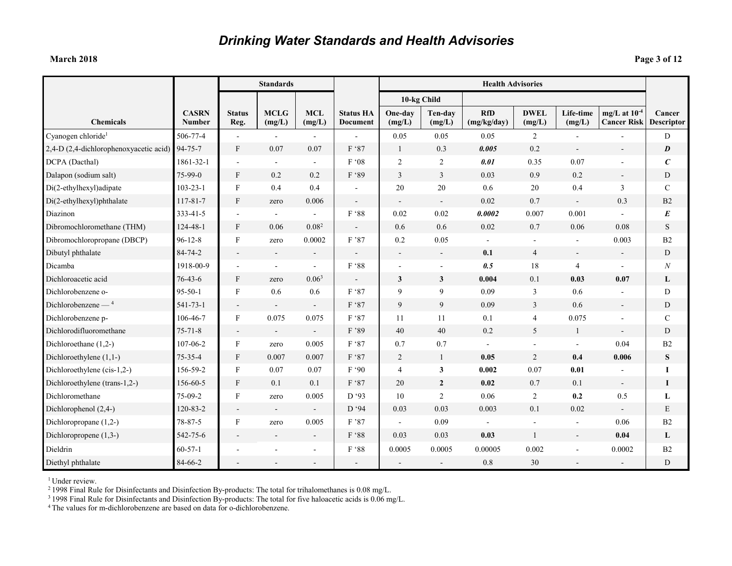# Drinking Water Standards and Health Advisories

**March 2018**

| Chemicals | CASRN Number | Standards | | | Status HA Document | Health Advisories | | | | | | Cancer Descriptor |
|---|---|---|---|---|---|---|---|---|---|---|---|---|
| | | | | | | 10-kg Child | | | | | | |
| | | Status Reg. | MCLG (mg/L) | MCL (mg/L) | | One-day (mg/L) | Ten-day (mg/L) | RfD (mg/kg/day) | DWEL (mg/L) | Life-time (mg/L) | mg/L at $10^{-4}$ Cancer Risk | |
| Cyanogen chloride[1] | 506-77-4 | - | - | - | - | 0.05 | 0.05 | 0.05 | 2 | - | - | D |
| 2,4-D (2,4-dichlorophenoxyacetic acid) | 94-75-7 | F | 0.07 | 0.07 | F '87 | 1 | 0.3 | ***0.005*** | 0.2 | - | - | ***D*** |
| DCPA (Dacthal) | 1861-32-1 | - | - | - | F '08 | 2 | 2 | ***0.01*** | 0.35 | 0.07 | - | ***C*** |
| Dalapon (sodium salt) | 75-99-0 | F | 0.2 | 0.2 | F '89 | 3 | 3 | 0.03 | 0.9 | 0.2 | - | D |
| Di(2-ethylhexyl)adipate | 103-23-1 | F | 0.4 | 0.4 | - | 20 | 20 | 0.6 | 20 | 0.4 | 3 | C |
| Di(2-ethylhexyl)phthalate | 117-81-7 | F | zero | 0.006 | - | - | - | 0.02 | 0.7 | - | 0.3 | B2 |
| Diazinon | 333-41-5 | - | - | - | F '88 | 0.02 | 0.02 | ***0.0002*** | 0.007 | 0.001 | - | ***E*** |
| Dibromochloromethane (THM) | 124-48-1 | F | 0.06 | 0.08[2] | - | 0.6 | 0.6 | 0.02 | 0.7 | 0.06 | 0.08 | S |
| Dibromochloropropane (DBCP) | 96-12-8 | F | zero | 0.0002 | F '87 | 0.2 | 0.05 | - | - | - | 0.003 | B2 |
| Dibutyl phthalate | 84-74-2 | - | - | - | - | - | - | **0.1** | 4 | - | - | D |
| Dicamba | 1918-00-9 | - | - | - | F '88 | - | - | ***0.5*** | 18 | 4 | - | *N* |
| Dichloroacetic acid | 76-43-6 | F | zero | 0.06[3] | - | **3** | **3** | **0.004** | 0.1 | **0.03** | **0.07** | **L** |
| Dichlorobenzene o- | 95-50-1 | F | 0.6 | 0.6 | F '87 | 9 | 9 | 0.09 | 3 | 0.6 | - | D |
| Dichlorobenzene — [4] | 541-73-1 | - | - | - | F '87 | 9 | 9 | 0.09 | 3 | 0.6 | - | D |
| Dichlorobenzene p- | 106-46-7 | F | 0.075 | 0.075 | F '87 | 11 | 11 | 0.1 | 4 | 0.075 | - | C |
| Dichlorodifluoromethane | 75-71-8 | - | - | - | F '89 | 40 | 40 | 0.2 | 5 | 1 | - | D |
| Dichloroethane (1,2-) | 107-06-2 | F | zero | 0.005 | F '87 | 0.7 | 0.7 | - | - | - | 0.04 | B2 |
| Dichloroethylene (1,1-) | 75-35-4 | F | 0.007 | 0.007 | F '87 | 2 | 1 | **0.05** | 2 | **0.4** | **0.006** | **S** |
| Dichloroethylene (cis-1,2-) | 156-59-2 | F | 0.07 | 0.07 | F '90 | 4 | **3** | **0.002** | 0.07 | **0.01** | - | **I** |
| Dichloroethylene (trans-1,2-) | 156-60-5 | F | 0.1 | 0.1 | F '87 | 20 | **2** | **0.02** | 0.7 | 0.1 | - | **I** |
| Dichloromethane | 75-09-2 | F | zero | 0.005 | D '93 | 10 | 2 | 0.06 | 2 | **0.2** | 0.5 | **L** |
| Dichlorophenol (2,4-) | 120-83-2 | - | - | - | D '94 | 0.03 | 0.03 | 0.003 | 0.1 | 0.02 | - | E |
| Dichloropropane (1,2-) | 78-87-5 | F | zero | 0.005 | F '87 | - | 0.09 | - | - | - | 0.06 | B2 |
| Dichloropropene (1,3-) | 542-75-6 | - | - | - | F '88 | 0.03 | 0.03 | **0.03** | 1 | - | **0.04** | **L** |
| Dieldrin | 60-57-1 | - | - | - | F '88 | 0.0005 | 0.0005 | 0.00005 | 0.002 | - | 0.0002 | B2 |
| Diethyl phthalate | 84-66-2 | - | - | - | - | - | - | 0.8 | 30 | - | - | D |

[1] Under review.
[2] 1998 Final Rule for Disinfectants and Disinfection By-products: The total for trihalomethanes is 0.08 mg/L.
[3] 1998 Final Rule for Disinfectants and Disinfection By-products: The total for five haloacetic acids is 0.06 mg/L.
[4] The values for m-dichlorobenzene are based on data for o-dichlorobenzene.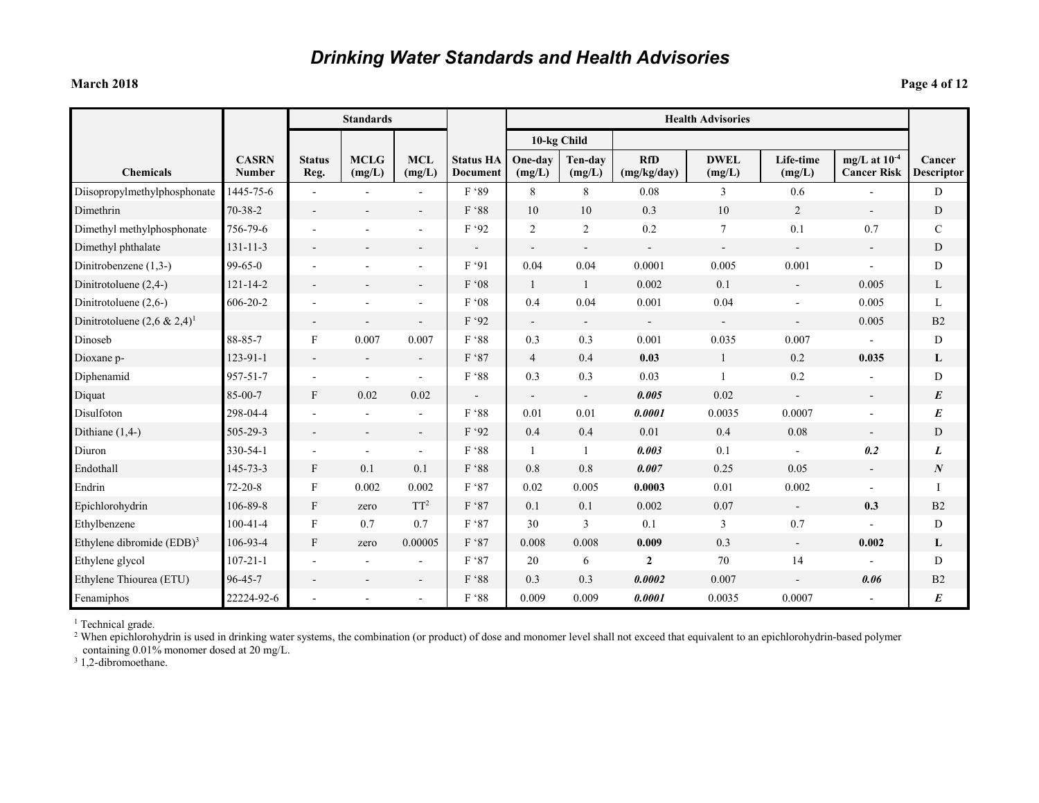# Drinking Water Standards and Health Advisories

**March 2018**

| | | Standards | | | | Health Advisories | | | | | | |
|---|---|---|---|---|---|---|---|---|---|---|---|---|
| | | | | | | 10-kg Child | | | | | | |
| **Chemicals** | **CASRN Number** | **Status Reg.** | **MCLG (mg/L)** | **MCL (mg/L)** | **Status HA Document** | **One-day (mg/L)** | **Ten-day (mg/L)** | **RfD (mg/kg/day)** | **DWEL (mg/L)** | **Life-time (mg/L)** | **mg/L at $10^{-4}$ Cancer Risk** | **Cancer Descriptor** |
| Diisopropylmethylphosphonate | 1445-75-6 | - | - | - | F '89 | 8 | 8 | 0.08 | 3 | 0.6 | - | D |
| Dimethrin | 70-38-2 | - | - | - | F '88 | 10 | 10 | 0.3 | 10 | 2 | - | D |
| Dimethyl methylphosphonate | 756-79-6 | - | - | - | F '92 | 2 | 2 | 0.2 | 7 | 0.1 | 0.7 | C |
| Dimethyl phthalate | 131-11-3 | - | - | - | - | - | - | - | - | - | - | D |
| Dinitrobenzene (1,3-) | 99-65-0 | - | - | - | F '91 | 0.04 | 0.04 | 0.0001 | 0.005 | 0.001 | - | D |
| Dinitrotoluene (2,4-) | 121-14-2 | - | - | - | F '08 | 1 | 1 | 0.002 | 0.1 | - | 0.005 | L |
| Dinitrotoluene (2,6-) | 606-20-2 | - | - | - | F '08 | 0.4 | 0.04 | 0.001 | 0.04 | - | 0.005 | L |
| Dinitrotoluene (2,6 & 2,4)[1] | | - | - | - | F '92 | - | - | - | - | - | 0.005 | B2 |
| Dinoseb | 88-85-7 | F | 0.007 | 0.007 | F '88 | 0.3 | 0.3 | 0.001 | 0.035 | 0.007 | - | D |
| Dioxane p- | 123-91-1 | - | - | - | F '87 | 4 | 0.4 | **0.03** | 1 | 0.2 | **0.035** | **L** |
| Diphenamid | 957-51-7 | - | - | - | F '88 | 0.3 | 0.3 | 0.03 | 1 | 0.2 | - | D |
| Diquat | 85-00-7 | F | 0.02 | 0.02 | - | - | - | ***0.005*** | 0.02 | - | - | ***E*** |
| Disulfoton | 298-04-4 | - | - | - | F '88 | 0.01 | 0.01 | ***0.0001*** | 0.0035 | 0.0007 | - | ***E*** |
| Dithiane (1,4-) | 505-29-3 | - | - | - | F '92 | 0.4 | 0.4 | 0.01 | 0.4 | 0.08 | - | D |
| Diuron | 330-54-1 | - | - | - | F '88 | 1 | 1 | ***0.003*** | 0.1 | - | ***0.2*** | ***L*** |
| Endothall | 145-73-3 | F | 0.1 | 0.1 | F '88 | 0.8 | 0.8 | ***0.007*** | 0.25 | 0.05 | - | ***N*** |
| Endrin | 72-20-8 | F | 0.002 | 0.002 | F '87 | 0.02 | 0.005 | **0.0003** | 0.01 | 0.002 | - | I |
| Epichlorohydrin | 106-89-8 | F | zero | TT[2] | F '87 | 0.1 | 0.1 | 0.002 | 0.07 | - | **0.3** | B2 |
| Ethylbenzene | 100-41-4 | F | 0.7 | 0.7 | F '87 | 30 | 3 | 0.1 | 3 | 0.7 | - | D |
| Ethylene dibromide (EDB)[3] | 106-93-4 | F | zero | 0.00005 | F '87 | 0.008 | 0.008 | **0.009** | 0.3 | - | **0.002** | **L** |
| Ethylene glycol | 107-21-1 | - | - | - | F '87 | 20 | 6 | **2** | 70 | 14 | - | D |
| Ethylene Thiourea (ETU) | 96-45-7 | - | - | - | F '88 | 0.3 | 0.3 | ***0.0002*** | 0.007 | - | ***0.06*** | B2 |
| Fenamiphos | 22224-92-6 | - | - | - | F '88 | 0.009 | 0.009 | ***0.0001*** | 0.0035 | 0.0007 | - | ***E*** |

[1] Technical grade.
[2] When epichlorohydrin is used in drinking water systems, the combination (or product) of dose and monomer level shall not exceed that equivalent to an epichlorohydrin-based polymer containing 0.01% monomer dosed at 20 mg/L.
[3] 1,2-dibromoethane.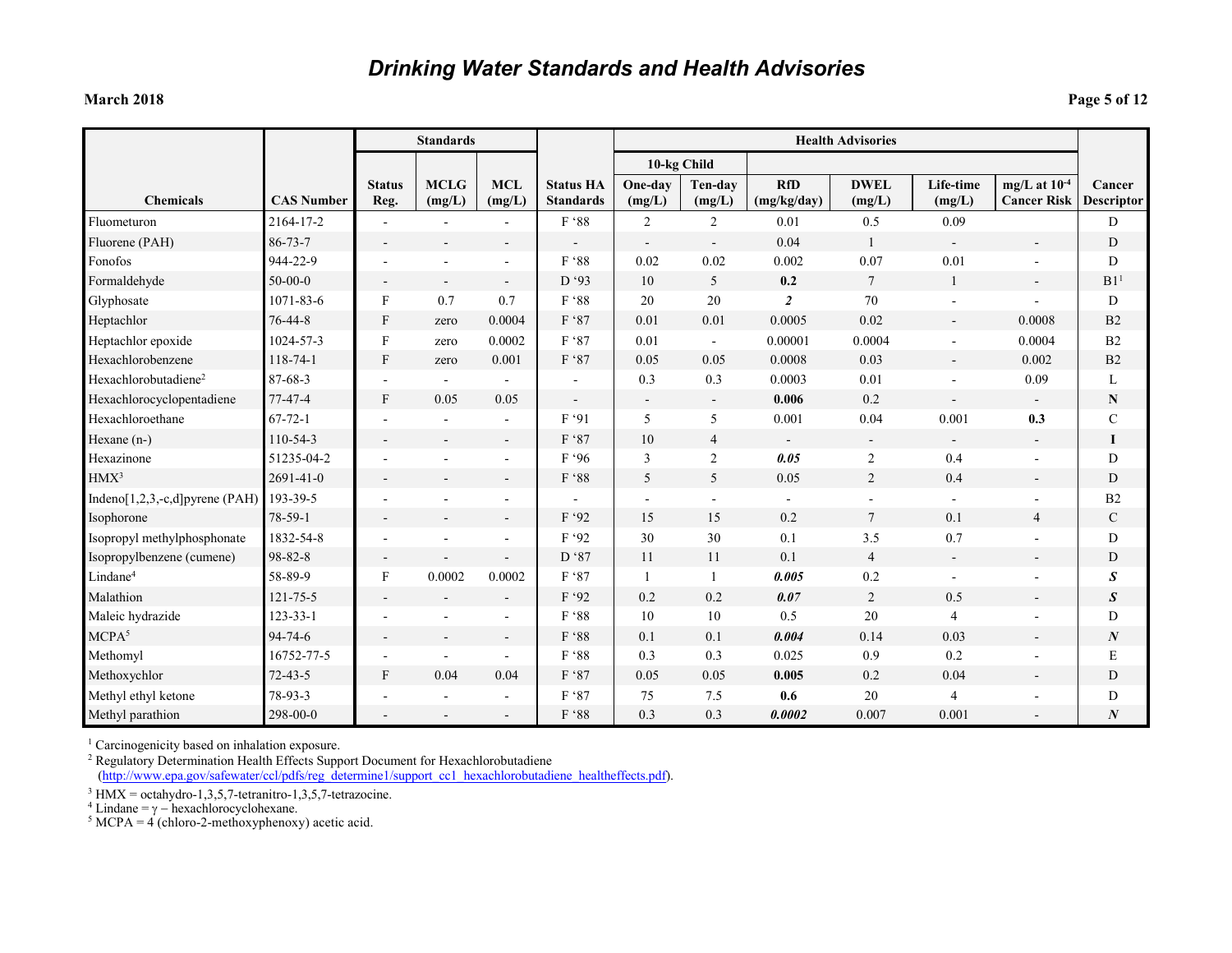# Drinking Water Standards and Health Advisories

**March 2018**

| | | Standards | | | | Health Advisories | | | | | | |
|---|---|---|---|---|---|---|---|---|---|---|---|---|
| | | | | | | 10-kg Child | | | | | | |
| **Chemicals** | **CAS Number** | **Status Reg.** | **MCLG (mg/L)** | **MCL (mg/L)** | **Status HA Standards** | **One-day (mg/L)** | **Ten-day (mg/L)** | **RfD (mg/kg/day)** | **DWEL (mg/L)** | **Life-time (mg/L)** | **mg/L at $10^{-4}$ Cancer Risk** | **Cancer Descriptor** |
| Fluometuron | 2164-17-2 | - | - | - | F '88 | 2 | 2 | 0.01 | 0.5 | 0.09 | | D |
| Fluorene (PAH) | 86-73-7 | - | - | - | - | - | - | 0.04 | 1 | - | - | D |
| Fonofos | 944-22-9 | - | - | - | F '88 | 0.02 | 0.02 | 0.002 | 0.07 | 0.01 | - | D |
| Formaldehyde | 50-00-0 | - | - | - | D '93 | 10 | 5 | **0.2** | 7 | 1 | - | B1[1] |
| Glyphosate | 1071-83-6 | F | 0.7 | 0.7 | F '88 | 20 | 20 | ***2*** | 70 | - | - | D |
| Heptachlor | 76-44-8 | F | zero | 0.0004 | F '87 | 0.01 | 0.01 | 0.0005 | 0.02 | - | 0.0008 | B2 |
| Heptachlor epoxide | 1024-57-3 | F | zero | 0.0002 | F '87 | 0.01 | - | 0.00001 | 0.0004 | - | 0.0004 | B2 |
| Hexachlorobenzene | 118-74-1 | F | zero | 0.001 | F '87 | 0.05 | 0.05 | 0.0008 | 0.03 | - | 0.002 | B2 |
| Hexachlorobutadiene[2] | 87-68-3 | - | - | - | - | 0.3 | 0.3 | 0.0003 | 0.01 | - | 0.09 | L |
| Hexachlorocyclopentadiene | 77-47-4 | F | 0.05 | 0.05 | - | - | - | **0.006** | 0.2 | - | - | **N** |
| Hexachloroethane | 67-72-1 | - | - | - | F '91 | 5 | 5 | 0.001 | 0.04 | 0.001 | **0.3** | C |
| Hexane (n-) | 110-54-3 | - | - | - | F '87 | 10 | 4 | - | - | - | - | **I** |
| Hexazinone | 51235-04-2 | - | - | - | F '96 | 3 | 2 | ***0.05*** | 2 | 0.4 | - | D |
| HMX[3] | 2691-41-0 | - | - | - | F '88 | 5 | 5 | 0.05 | 2 | 0.4 | - | D |
| Indeno[1,2,3,-c,d]pyrene (PAH) | 193-39-5 | - | - | - | - | - | - | - | - | - | - | B2 |
| Isophorone | 78-59-1 | - | - | - | F '92 | 15 | 15 | 0.2 | 7 | 0.1 | 4 | C |
| Isopropyl methylphosphonate | 1832-54-8 | - | - | - | F '92 | 30 | 30 | 0.1 | 3.5 | 0.7 | - | D |
| Isopropylbenzene (cumene) | 98-82-8 | - | - | - | D '87 | 11 | 11 | 0.1 | 4 | - | - | D |
| Lindane[4] | 58-89-9 | F | 0.0002 | 0.0002 | F '87 | 1 | 1 | ***0.005*** | 0.2 | - | - | ***S*** |
| Malathion | 121-75-5 | - | - | - | F '92 | 0.2 | 0.2 | ***0.07*** | 2 | 0.5 | - | ***S*** |
| Maleic hydrazide | 123-33-1 | - | - | - | F '88 | 10 | 10 | 0.5 | 20 | 4 | - | D |
| MCPA[5] | 94-74-6 | - | - | - | F '88 | 0.1 | 0.1 | ***0.004*** | 0.14 | 0.03 | - | ***N*** |
| Methomyl | 16752-77-5 | - | - | - | F '88 | 0.3 | 0.3 | 0.025 | 0.9 | 0.2 | - | E |
| Methoxychlor | 72-43-5 | F | 0.04 | 0.04 | F '87 | 0.05 | 0.05 | **0.005** | 0.2 | 0.04 | - | D |
| Methyl ethyl ketone | 78-93-3 | - | - | - | F '87 | 75 | 7.5 | **0.6** | 20 | 4 | - | D |
| Methyl parathion | 298-00-0 | - | - | - | F '88 | 0.3 | 0.3 | ***0.0002*** | 0.007 | 0.001 | - | ***N*** |

[1] Carcinogenicity based on inhalation exposure.
[2] Regulatory Determination Health Effects Support Document for Hexachlorobutadiene (http://www.epa.gov/safewater/ccl/pdfs/reg_determine1/support_cc1_hexachlorobutadiene_healtheffects.pdf).
[3] HMX = octahydro-1,3,5,7-tetranitro-1,3,5,7-tetrazocine.
[4] Lindane = γ – hexachlorocyclohexane.
[5] MCPA = 4 (chloro-2-methoxyphenoxy) acetic acid.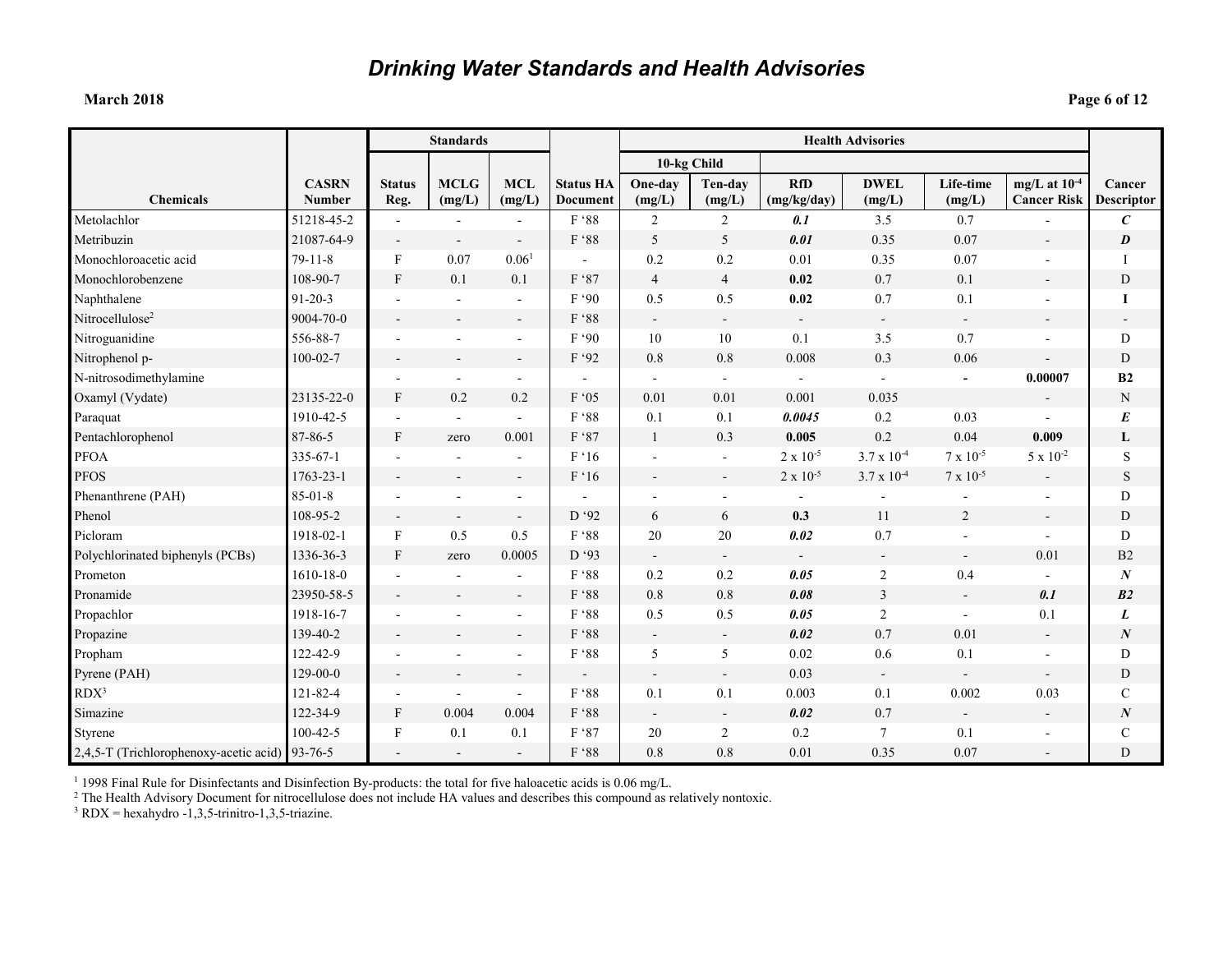# Drinking Water Standards and Health Advisories

**March 2018**

| Chemicals | CASRN Number | Standards | | | Status HA Document | Health Advisories | | | | | | Cancer Descriptor |
|---|---|---|---|---|---|---|---|---|---|---|---|---|
| | | Status Reg. | MCLG (mg/L) | MCL (mg/L) | | 10-kg Child One-day (mg/L) | 10-kg Child Ten-day (mg/L) | RfD (mg/kg/day) | DWEL (mg/L) | Life-time (mg/L) | mg/L at $10^{-4}$ Cancer Risk | |
| Metolachlor | 51218-45-2 | - | - | - | F '88 | 2 | 2 | ***0.1*** | 3.5 | 0.7 | - | ***C*** |
| Metribuzin | 21087-64-9 | - | - | - | F '88 | 5 | 5 | ***0.01*** | 0.35 | 0.07 | - | ***D*** |
| Monochloroacetic acid | 79-11-8 | F | 0.07 | 0.06[1] | - | 0.2 | 0.2 | 0.01 | 0.35 | 0.07 | - | I |
| Monochlorobenzene | 108-90-7 | F | 0.1 | 0.1 | F '87 | 4 | 4 | **0.02** | 0.7 | 0.1 | - | D |
| Naphthalene | 91-20-3 | - | - | - | F '90 | 0.5 | 0.5 | **0.02** | 0.7 | 0.1 | - | **I** |
| Nitrocellulose[2] | 9004-70-0 | - | - | - | F '88 | - | - | - | - | - | - | - |
| Nitroguanidine | 556-88-7 | - | - | - | F '90 | 10 | 10 | 0.1 | 3.5 | 0.7 | - | D |
| Nitrophenol p- | 100-02-7 | - | - | - | F '92 | 0.8 | 0.8 | 0.008 | 0.3 | 0.06 | - | D |
| N-nitrosodimethylamine | | - | - | - | - | - | - | - | - | **-** | **0.00007** | **B2** |
| Oxamyl (Vydate) | 23135-22-0 | F | 0.2 | 0.2 | F '05 | 0.01 | 0.01 | 0.001 | 0.035 | | - | N |
| Paraquat | 1910-42-5 | - | - | - | F '88 | 0.1 | 0.1 | ***0.0045*** | 0.2 | 0.03 | - | ***E*** |
| Pentachlorophenol | 87-86-5 | F | zero | 0.001 | F '87 | 1 | 0.3 | **0.005** | 0.2 | 0.04 | **0.009** | **L** |
| PFOA | 335-67-1 | - | - | - | F '16 | - | - | $2 \times 10^{-5}$ | $3.7 \times 10^{-4}$ | $7 \times 10^{-5}$ | $5 \times 10^{-2}$ | S |
| PFOS | 1763-23-1 | - | - | - | F '16 | - | - | $2 \times 10^{-5}$ | $3.7 \times 10^{-4}$ | $7 \times 10^{-5}$ | - | S |
| Phenanthrene (PAH) | 85-01-8 | - | - | - | - | - | - | - | - | - | - | D |
| Phenol | 108-95-2 | - | - | - | D '92 | 6 | 6 | **0.3** | 11 | 2 | - | D |
| Picloram | 1918-02-1 | F | 0.5 | 0.5 | F '88 | 20 | 20 | ***0.02*** | 0.7 | - | - | D |
| Polychlorinated biphenyls (PCBs) | 1336-36-3 | F | zero | 0.0005 | D '93 | - | - | - | - | - | 0.01 | B2 |
| Prometon | 1610-18-0 | - | - | - | F '88 | 0.2 | 0.2 | ***0.05*** | 2 | 0.4 | - | ***N*** |
| Pronamide | 23950-58-5 | - | - | - | F '88 | 0.8 | 0.8 | ***0.08*** | 3 | - | ***0.1*** | ***B2*** |
| Propachlor | 1918-16-7 | - | - | - | F '88 | 0.5 | 0.5 | ***0.05*** | 2 | - | 0.1 | ***L*** |
| Propazine | 139-40-2 | - | - | - | F '88 | - | - | ***0.02*** | 0.7 | 0.01 | - | ***N*** |
| Propham | 122-42-9 | - | - | - | F '88 | 5 | 5 | 0.02 | 0.6 | 0.1 | - | D |
| Pyrene (PAH) | 129-00-0 | - | - | - | - | - | - | 0.03 | - | - | - | D |
| RDX[3] | 121-82-4 | - | - | - | F '88 | 0.1 | 0.1 | 0.003 | 0.1 | 0.002 | 0.03 | C |
| Simazine | 122-34-9 | F | 0.004 | 0.004 | F '88 | - | - | ***0.02*** | 0.7 | - | - | ***N*** |
| Styrene | 100-42-5 | F | 0.1 | 0.1 | F '87 | 20 | 2 | 0.2 | 7 | 0.1 | - | C |
| 2,4,5-T (Trichlorophenoxy-acetic acid) | 93-76-5 | - | - | - | F '88 | 0.8 | 0.8 | 0.01 | 0.35 | 0.07 | - | D |

[1] 1998 Final Rule for Disinfectants and Disinfection By-products: the total for five haloacetic acids is 0.06 mg/L.
[2] The Health Advisory Document for nitrocellulose does not include HA values and describes this compound as relatively nontoxic.
[3] RDX = hexahydro -1,3,5-trinitro-1,3,5-triazine.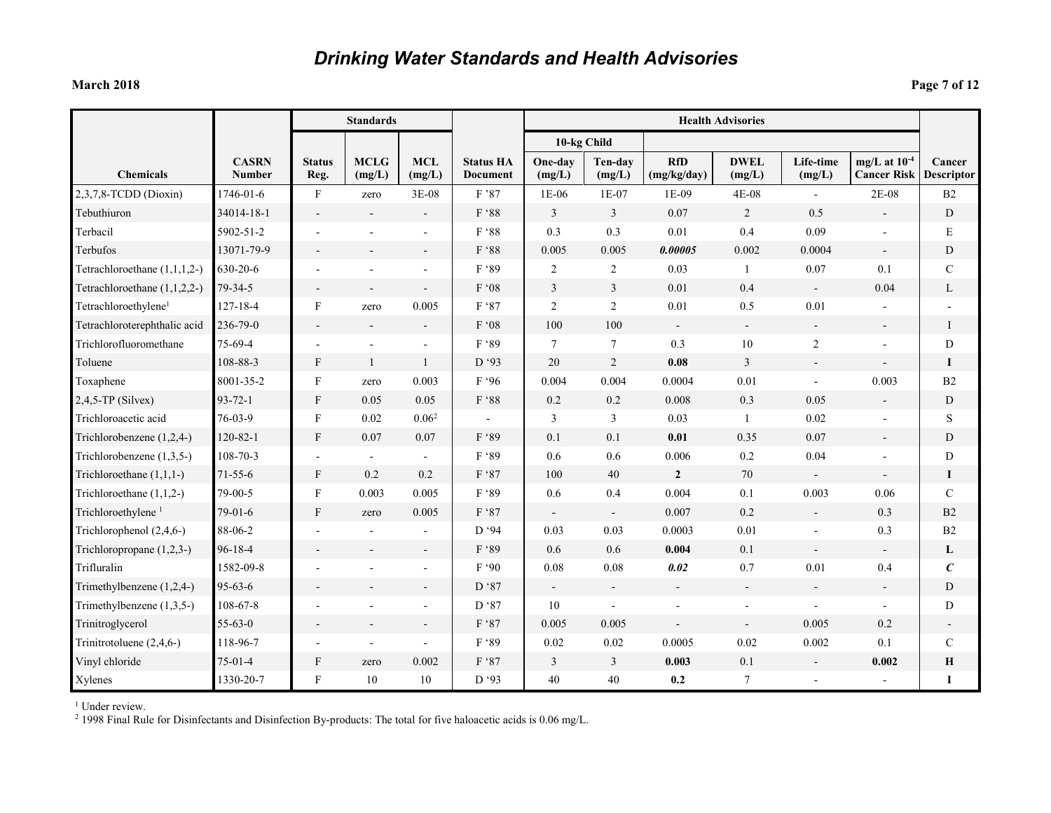# Drinking Water Standards and Health Advisories

**March 2018**

| Chemicals | CASRN Number | Standards | | | Status HA Document | Health Advisories | | | | | | Cancer Descriptor |
|---|---|---|---|---|---|---|---|---|---|---|---|---|
| | | | | | | 10-kg Child | | | | | | |
| | | Status Reg. | MCLG (mg/L) | MCL (mg/L) | | One-day (mg/L) | Ten-day (mg/L) | RfD (mg/kg/day) | DWEL (mg/L) | Life-time (mg/L) | mg/L at $10^{-4}$ Cancer Risk | |
| 2,3,7,8-TCDD (Dioxin) | 1746-01-6 | F | zero | 3E-08 | F '87 | 1E-06 | 1E-07 | 1E-09 | 4E-08 | - | 2E-08 | B2 |
| Tebuthiuron | 34014-18-1 | - | - | - | F '88 | 3 | 3 | 0.07 | 2 | 0.5 | - | D |
| Terbacil | 5902-51-2 | - | - | - | F '88 | 0.3 | 0.3 | 0.01 | 0.4 | 0.09 | - | E |
| Terbufos | 13071-79-9 | - | - | - | F '88 | 0.005 | 0.005 | ***0.00005*** | 0.002 | 0.0004 | - | D |
| Tetrachloroethane (1,1,1,2-) | 630-20-6 | - | - | - | F '89 | 2 | 2 | 0.03 | 1 | 0.07 | 0.1 | C |
| Tetrachloroethane (1,1,2,2-) | 79-34-5 | - | - | - | F '08 | 3 | 3 | 0.01 | 0.4 | - | 0.04 | L |
| Tetrachloroethylene[1] | 127-18-4 | F | zero | 0.005 | F '87 | 2 | 2 | 0.01 | 0.5 | 0.01 | - | - |
| Tetrachloroterephthalic acid | 236-79-0 | - | - | - | F '08 | 100 | 100 | - | - | - | - | I |
| Trichlorofluoromethane | 75-69-4 | - | - | - | F '89 | 7 | 7 | 0.3 | 10 | 2 | - | D |
| Toluene | 108-88-3 | F | 1 | 1 | D '93 | 20 | 2 | **0.08** | 3 | - | - | **I** |
| Toxaphene | 8001-35-2 | F | zero | 0.003 | F '96 | 0.004 | 0.004 | 0.0004 | 0.01 | - | 0.003 | B2 |
| 2,4,5-TP (Silvex) | 93-72-1 | F | 0.05 | 0.05 | F '88 | 0.2 | 0.2 | 0.008 | 0.3 | 0.05 | - | D |
| Trichloroacetic acid | 76-03-9 | F | 0.02 | 0.06[2] | - | 3 | 3 | 0.03 | 1 | 0.02 | - | S |
| Trichlorobenzene (1,2,4-) | 120-82-1 | F | 0.07 | 0.07 | F '89 | 0.1 | 0.1 | **0.01** | 0.35 | 0.07 | - | D |
| Trichlorobenzene (1,3,5-) | 108-70-3 | - | - | - | F '89 | 0.6 | 0.6 | 0.006 | 0.2 | 0.04 | - | D |
| Trichloroethane (1,1,1-) | 71-55-6 | F | 0.2 | 0.2 | F '87 | 100 | 40 | **2** | 70 | - | - | **I** |
| Trichloroethane (1,1,2-) | 79-00-5 | F | 0.003 | 0.005 | F '89 | 0.6 | 0.4 | 0.004 | 0.1 | 0.003 | 0.06 | C |
| Trichloroethylene[1] | 79-01-6 | F | zero | 0.005 | F '87 | - | - | 0.007 | 0.2 | - | 0.3 | B2 |
| Trichlorophenol (2,4,6-) | 88-06-2 | - | - | - | D '94 | 0.03 | 0.03 | 0.0003 | 0.01 | - | 0.3 | B2 |
| Trichloropropane (1,2,3-) | 96-18-4 | - | - | - | F '89 | 0.6 | 0.6 | **0.004** | 0.1 | - | - | **L** |
| Trifluralin | 1582-09-8 | - | - | - | F '90 | 0.08 | 0.08 | ***0.02*** | 0.7 | 0.01 | 0.4 | ***C*** |
| Trimethylbenzene (1,2,4-) | 95-63-6 | - | - | - | D '87 | - | - | - | - | - | - | D |
| Trimethylbenzene (1,3,5-) | 108-67-8 | - | - | - | D '87 | 10 | - | - | - | - | - | D |
| Trinitroglycerol | 55-63-0 | - | - | - | F '87 | 0.005 | 0.005 | - | - | 0.005 | 0.2 | - |
| Trinitrotoluene (2,4,6-) | 118-96-7 | - | - | - | F '89 | 0.02 | 0.02 | 0.0005 | 0.02 | 0.002 | 0.1 | C |
| Vinyl chloride | 75-01-4 | F | zero | 0.002 | F '87 | 3 | 3 | **0.003** | 0.1 | - | **0.002** | **H** |
| Xylenes | 1330-20-7 | F | 10 | 10 | D '93 | 40 | 40 | **0.2** | 7 | - | - | **I** |

[1] Under review.

[2] 1998 Final Rule for Disinfectants and Disinfection By-products: The total for five haloacetic acids is 0.06 mg/L.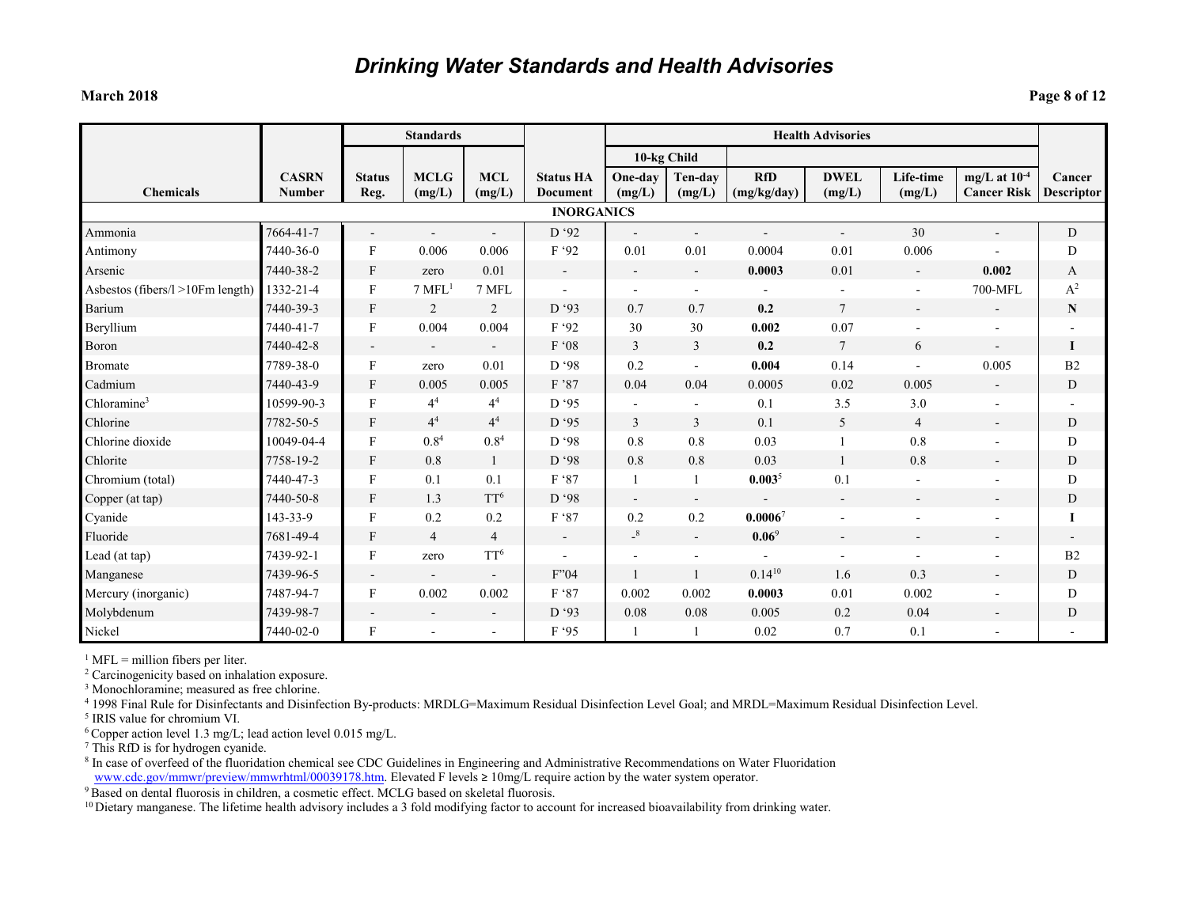# Drinking Water Standards and Health Advisories

**March 2018**

| Chemicals | CASRN Number | Standards | | | Status HA Document | Health Advisories | | | | | | Cancer Descriptor |
|---|---|---|---|---|---|---|---|---|---|---|---|---|
| | | | | | | 10-kg Child | | | | | | |
| | | Status Reg. | MCLG (mg/L) | MCL (mg/L) | | One-day (mg/L) | Ten-day (mg/L) | RfD (mg/kg/day) | DWEL (mg/L) | Life-time (mg/L) | mg/L at $10^{-4}$ Cancer Risk | |
| **INORGANICS** | | | | | | | | | | | | |
| Ammonia | 7664-41-7 | - | - | - | D '92 | - | - | - | - | 30 | - | D |
| Antimony | 7440-36-0 | F | 0.006 | 0.006 | F '92 | 0.01 | 0.01 | 0.0004 | 0.01 | 0.006 | - | D |
| Arsenic | 7440-38-2 | F | zero | 0.01 | - | - | - | **0.0003** | 0.01 | - | **0.002** | A |
| Asbestos (fibers/l >10Fm length) | 1332-21-4 | F | 7 MFL[1] | 7 MFL | - | - | - | - | - | - | 700-MFL | A[2] |
| Barium | 7440-39-3 | F | 2 | 2 | D '93 | 0.7 | 0.7 | **0.2** | 7 | - | - | **N** |
| Beryllium | 7440-41-7 | F | 0.004 | 0.004 | F '92 | 30 | 30 | **0.002** | 0.07 | - | - | - |
| Boron | 7440-42-8 | - | - | - | F '08 | 3 | 3 | **0.2** | 7 | 6 | - | **I** |
| Bromate | 7789-38-0 | F | zero | 0.01 | D '98 | 0.2 | - | **0.004** | 0.14 | - | 0.005 | B2 |
| Cadmium | 7440-43-9 | F | 0.005 | 0.005 | F '87 | 0.04 | 0.04 | 0.0005 | 0.02 | 0.005 | - | D |
| Chloramine[3] | 10599-90-3 | F | 4[4] | 4[4] | D '95 | - | - | 0.1 | 3.5 | 3.0 | - | - |
| Chlorine | 7782-50-5 | F | 4[4] | 4[4] | D '95 | 3 | 3 | 0.1 | 5 | 4 | - | D |
| Chlorine dioxide | 10049-04-4 | F | 0.8[4] | 0.8[4] | D '98 | 0.8 | 0.8 | 0.03 | 1 | 0.8 | - | D |
| Chlorite | 7758-19-2 | F | 0.8 | 1 | D '98 | 0.8 | 0.8 | 0.03 | 1 | 0.8 | - | D |
| Chromium (total) | 7440-47-3 | F | 0.1 | 0.1 | F '87 | 1 | 1 | **0.003**[5] | 0.1 | - | - | D |
| Copper (at tap) | 7440-50-8 | F | 1.3 | TT[6] | D '98 | - | - | - | - | - | - | D |
| Cyanide | 143-33-9 | F | 0.2 | 0.2 | F '87 | 0.2 | 0.2 | **0.0006**[7] | - | - | - | **I** |
| Fluoride | 7681-49-4 | F | 4 | 4 | - | -[8] | - | **0.06**[9] | - | - | - | - |
| Lead (at tap) | 7439-92-1 | F | zero | TT[6] | - | - | - | - | - | - | - | B2 |
| Manganese | 7439-96-5 | - | - | - | F'04 | 1 | 1 | 0.14[10] | 1.6 | 0.3 | - | D |
| Mercury (inorganic) | 7487-94-7 | F | 0.002 | 0.002 | F '87 | 0.002 | 0.002 | **0.0003** | 0.01 | 0.002 | - | D |
| Molybdenum | 7439-98-7 | - | - | - | D '93 | 0.08 | 0.08 | 0.005 | 0.2 | 0.04 | - | D |
| Nickel | 7440-02-0 | F | - | - | F '95 | 1 | 1 | 0.02 | 0.7 | 0.1 | - | - |

[1] MFL = million fibers per liter.
[2] Carcinogenicity based on inhalation exposure.
[3] Monochloramine; measured as free chlorine.
[4] 1998 Final Rule for Disinfectants and Disinfection By-products: MRDLG=Maximum Residual Disinfection Level Goal; and MRDL=Maximum Residual Disinfection Level.
[5] IRIS value for chromium VI.
[6] Copper action level 1.3 mg/L; lead action level 0.015 mg/L.
[7] This RfD is for hydrogen cyanide.
[8] In case of overfeed of the fluoridation chemical see CDC Guidelines in Engineering and Administrative Recommendations on Water Fluoridation www.cdc.gov/mmwr/preview/mmwrhtml/00039178.htm. Elevated F levels ≥ 10mg/L require action by the water system operator.
[9] Based on dental fluorosis in children, a cosmetic effect. MCLG based on skeletal fluorosis.
[10] Dietary manganese. The lifetime health advisory includes a 3 fold modifying factor to account for increased bioavailability from drinking water.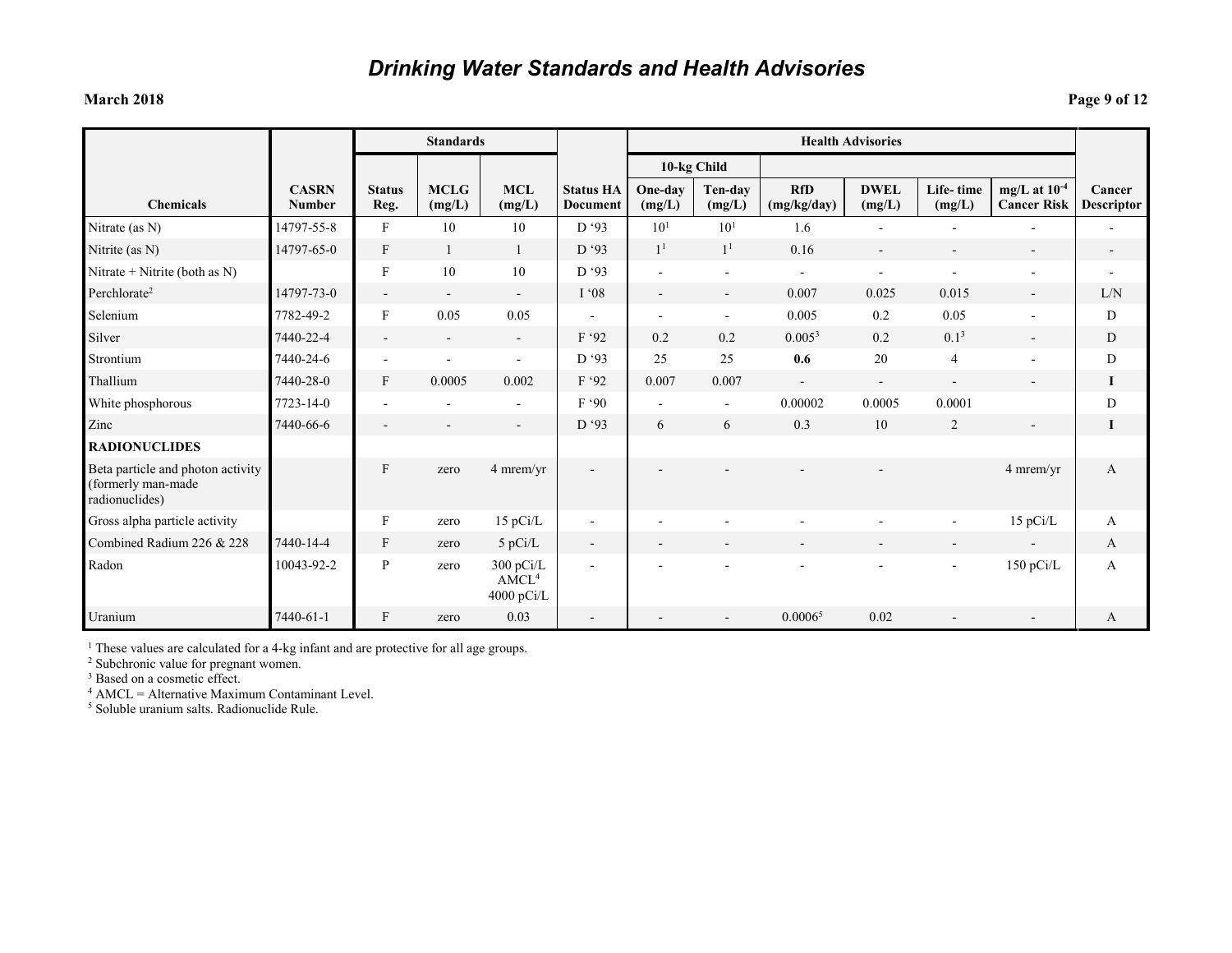## Drinking Water Standards and Health Advisories

**March 2018**

| Chemicals | CASRN Number | Standards | | | Status HA Document | Health Advisories | | | | | | Cancer Descriptor |
|---|---|---|---|---|---|---|---|---|---|---|---|---|
| | | | | | | 10-kg Child | | | | | | |
| | | Status Reg. | MCLG (mg/L) | MCL (mg/L) | | One-day (mg/L) | Ten-day (mg/L) | RfD (mg/kg/day) | DWEL (mg/L) | Life- time (mg/L) | mg/L at $10^{-4}$ Cancer Risk | |
| Nitrate (as N) | 14797-55-8 | F | 10 | 10 | D '93 | 10[1] | 10[1] | 1.6 | - | - | - | - |
| Nitrite (as N) | 14797-65-0 | F | 1 | 1 | D '93 | 1[1] | 1[1] | 0.16 | - | - | - | - |
| Nitrate + Nitrite (both as N) | | F | 10 | 10 | D '93 | - | - | - | - | - | - | - |
| Perchlorate[2] | 14797-73-0 | - | - | - | I '08 | - | - | 0.007 | 0.025 | 0.015 | - | L/N |
| Selenium | 7782-49-2 | F | 0.05 | 0.05 | - | - | - | 0.005 | 0.2 | 0.05 | - | D |
| Silver | 7440-22-4 | - | - | - | F '92 | 0.2 | 0.2 | 0.005[3] | 0.2 | 0.1[3] | - | D |
| Strontium | 7440-24-6 | - | - | - | D '93 | 25 | 25 | **0.6** | 20 | 4 | - | D |
| Thallium | 7440-28-0 | F | 0.0005 | 0.002 | F '92 | 0.007 | 0.007 | - | - | - | - | **I** |
| White phosphorous | 7723-14-0 | - | - | - | F '90 | - | - | 0.00002 | 0.0005 | 0.0001 | | D |
| Zinc | 7440-66-6 | - | - | - | D '93 | 6 | 6 | 0.3 | 10 | 2 | - | **I** |
| **RADIONUCLIDES** | | | | | | | | | | | | |
| Beta particle and photon activity (formerly man-made radionuclides) | | F | zero | 4 mrem/yr | - | - | - | - | - | | 4 mrem/yr | A |
| Gross alpha particle activity | | F | zero | 15 pCi/L | - | - | - | - | - | - | 15 pCi/L | A |
| Combined Radium 226 & 228 | 7440-14-4 | F | zero | 5 pCi/L | - | - | - | - | - | - | - | A |
| Radon | 10043-92-2 | P | zero | 300 pCi/L AMCL[4] 4000 pCi/L | - | - | - | - | - | - | 150 pCi/L | A |
| Uranium | 7440-61-1 | F | zero | 0.03 | - | - | - | 0.0006[5] | 0.02 | - | - | A |

[1] These values are calculated for a 4-kg infant and are protective for all age groups.
[2] Subchronic value for pregnant women.
[3] Based on a cosmetic effect.
[4] AMCL = Alternative Maximum Contaminant Level.
[5] Soluble uranium salts. Radionuclide Rule.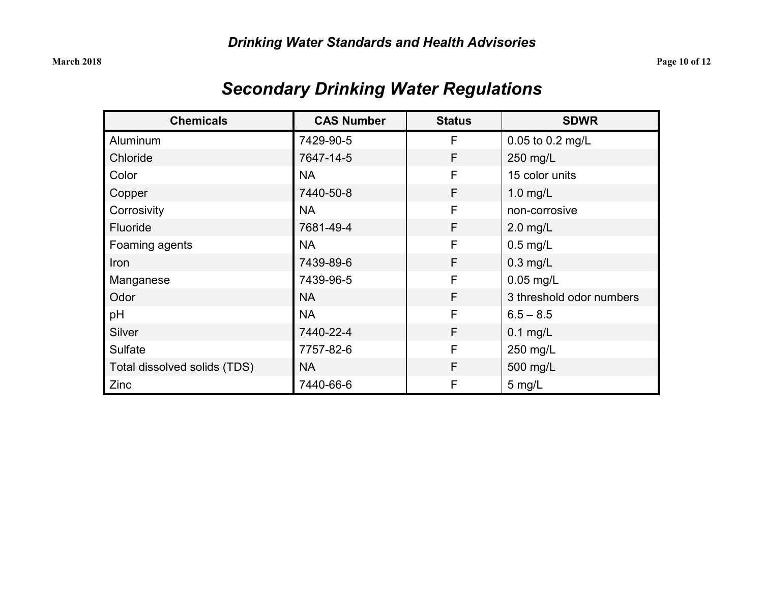## Secondary Drinking Water Regulations

| Chemicals | CAS Number | Status | SDWR |
|---|---|---|---|
| Aluminum | 7429-90-5 | F | 0.05 to 0.2 mg/L |
| Chloride | 7647-14-5 | F | 250 mg/L |
| Color | NA | F | 15 color units |
| Copper | 7440-50-8 | F | 1.0 mg/L |
| Corrosivity | NA | F | non-corrosive |
| Fluoride | 7681-49-4 | F | 2.0 mg/L |
| Foaming agents | NA | F | 0.5 mg/L |
| Iron | 7439-89-6 | F | 0.3 mg/L |
| Manganese | 7439-96-5 | F | 0.05 mg/L |
| Odor | NA | F | 3 threshold odor numbers |
| pH | NA | F | 6.5 – 8.5 |
| Silver | 7440-22-4 | F | 0.1 mg/L |
| Sulfate | 7757-82-6 | F | 250 mg/L |
| Total dissolved solids (TDS) | NA | F | 500 mg/L |
| Zinc | 7440-66-6 | F | 5 mg/L |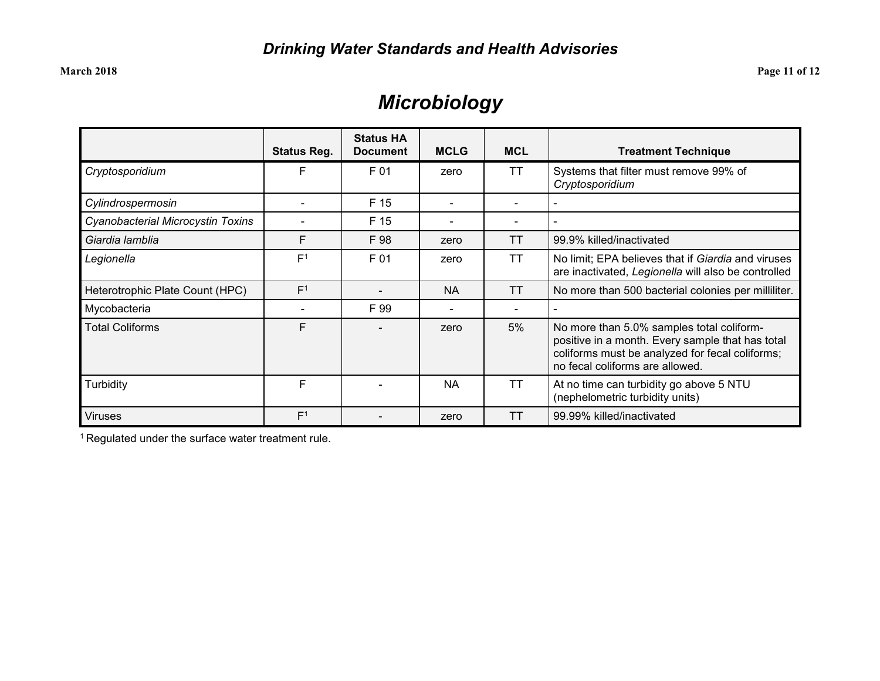# Microbiology

| | Status Reg. | Status HA Document | MCLG | MCL | Treatment Technique |
|---|---|---|---|---|---|
| *Cryptosporidium* | F | F 01 | zero | TT | Systems that filter must remove 99% of *Cryptosporidium* |
| *Cylindrospermosin* | - | F 15 | - | - | - |
| *Cyanobacterial Microcystin Toxins* | - | F 15 | - | - | - |
| *Giardia lamblia* | F | F 98 | zero | TT | 99.9% killed/inactivated |
| *Legionella* | F[1] | F 01 | zero | TT | No limit; EPA believes that if *Giardia* and viruses are inactivated, *Legionella* will also be controlled |
| Heterotrophic Plate Count (HPC) | F[1] | - | NA | TT | No more than 500 bacterial colonies per milliliter. |
| Mycobacteria | - | F 99 | - | - | - |
| Total Coliforms | F | - | zero | 5% | No more than 5.0% samples total coliform-positive in a month. Every sample that has total coliforms must be analyzed for fecal coliforms; no fecal coliforms are allowed. |
| Turbidity | F | - | NA | TT | At no time can turbidity go above 5 NTU (nephelometric turbidity units) |
| Viruses | F[1] | - | zero | TT | 99.99% killed/inactivated |

[1] Regulated under the surface water treatment rule.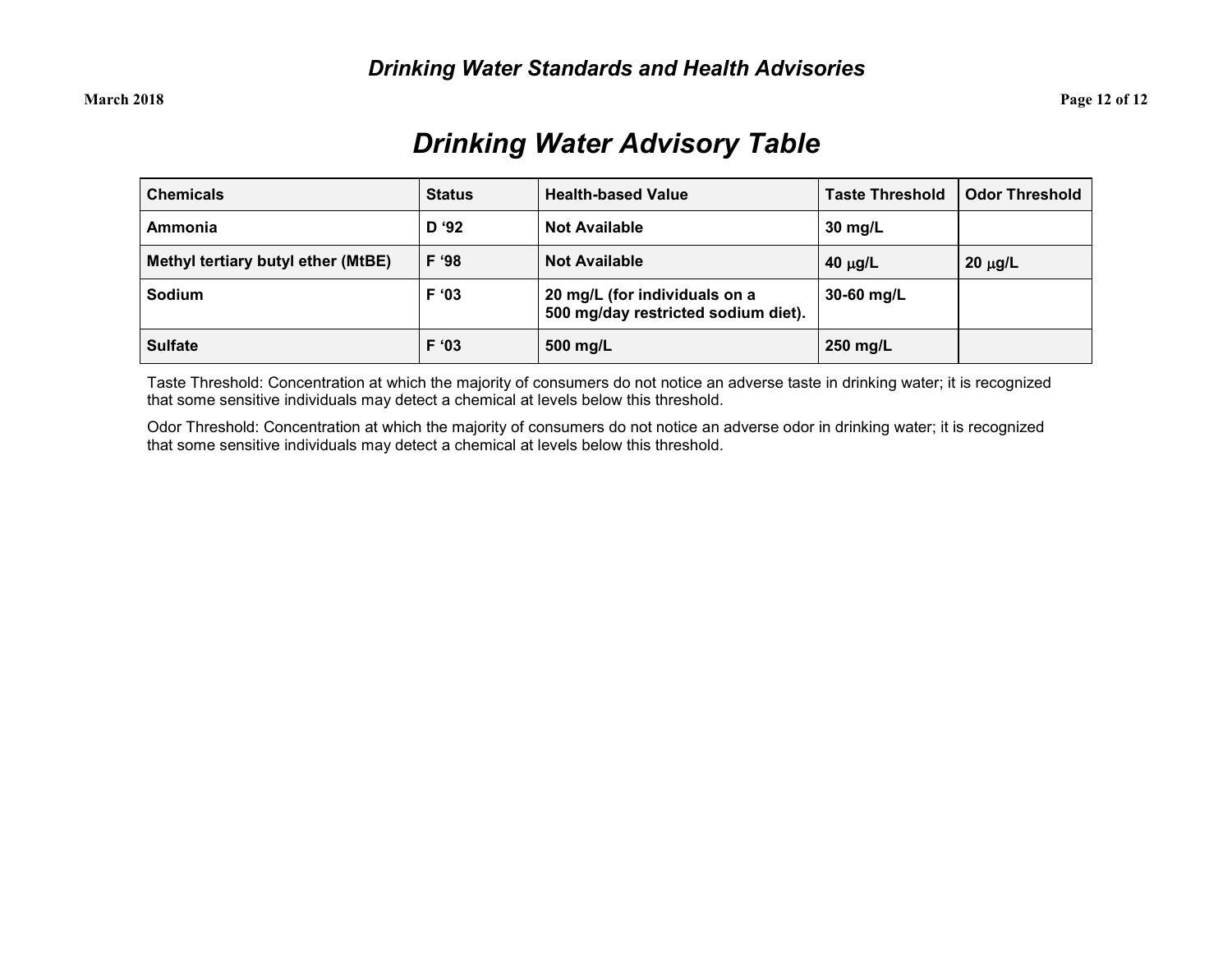# Drinking Water Advisory Table

| Chemicals | Status | Health-based Value | Taste Threshold | Odor Threshold |
|---|---|---|---|---|
| Ammonia | D '92 | Not Available | 30 mg/L | |
| Methyl tertiary butyl ether (MtBE) | F '98 | Not Available | 40 μg/L | 20 μg/L |
| Sodium | F '03 | 20 mg/L (for individuals on a 500 mg/day restricted sodium diet). | 30-60 mg/L | |
| Sulfate | F '03 | 500 mg/L | 250 mg/L | |

Taste Threshold: Concentration at which the majority of consumers do not notice an adverse taste in drinking water; it is recognized that some sensitive individuals may detect a chemical at levels below this threshold.

Odor Threshold: Concentration at which the majority of consumers do not notice an adverse odor in drinking water; it is recognized that some sensitive individuals may detect a chemical at levels below this threshold.